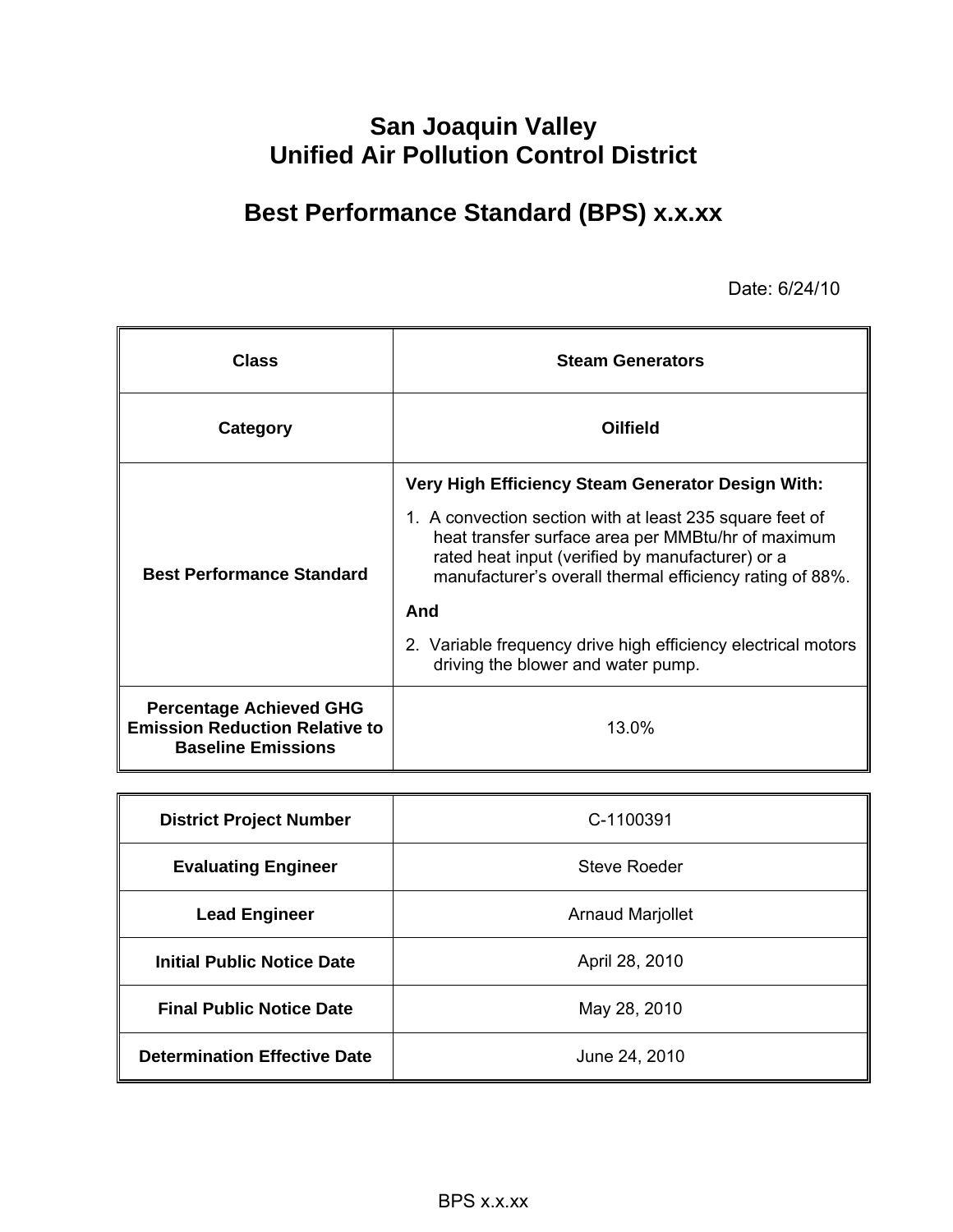# San Joaquin Valley
# Unified Air Pollution Control District

## Best Performance Standard (BPS) x.x.xx

Date: 6/24/10

| **Class** | **Steam Generators** |
|---|---|
| **Category** | **Oilfield** |
| **Best Performance Standard** | **Very High Efficiency Steam Generator Design With:**<br>1. A convection section with at least 235 square feet of heat transfer surface area per MMBtu/hr of maximum rated heat input (verified by manufacturer) or a manufacturer's overall thermal efficiency rating of 88%.<br>**And**<br>2. Variable frequency drive high efficiency electrical motors driving the blower and water pump. |
| **Percentage Achieved GHG Emission Reduction Relative to Baseline Emissions** | 13.0% |

| **District Project Number** | C-1100391 |
|---|---|
| **Evaluating Engineer** | Steve Roeder |
| **Lead Engineer** | Arnaud Marjollet |
| **Initial Public Notice Date** | April 28, 2010 |
| **Final Public Notice Date** | May 28, 2010 |
| **Determination Effective Date** | June 24, 2010 |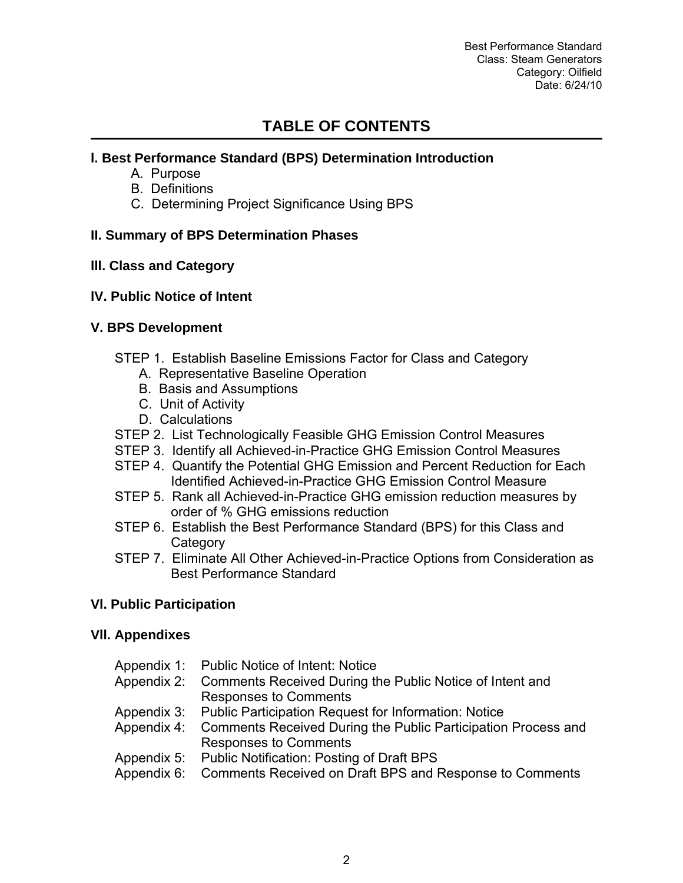# TABLE OF CONTENTS

**I. Best Performance Standard (BPS) Determination Introduction**

- A. Purpose
- B. Definitions
- C. Determining Project Significance Using BPS

**II. Summary of BPS Determination Phases**

**III. Class and Category**

**IV. Public Notice of Intent**

**V. BPS Development**

- STEP 1. Establish Baseline Emissions Factor for Class and Category
  - A. Representative Baseline Operation
  - B. Basis and Assumptions
  - C. Unit of Activity
  - D. Calculations
- STEP 2. List Technologically Feasible GHG Emission Control Measures
- STEP 3. Identify all Achieved-in-Practice GHG Emission Control Measures
- STEP 4. Quantify the Potential GHG Emission and Percent Reduction for Each Identified Achieved-in-Practice GHG Emission Control Measure
- STEP 5. Rank all Achieved-in-Practice GHG emission reduction measures by order of % GHG emissions reduction
- STEP 6. Establish the Best Performance Standard (BPS) for this Class and Category
- STEP 7. Eliminate All Other Achieved-in-Practice Options from Consideration as Best Performance Standard

**VI. Public Participation**

**VII. Appendixes**

- Appendix 1: Public Notice of Intent: Notice
- Appendix 2: Comments Received During the Public Notice of Intent and Responses to Comments
- Appendix 3: Public Participation Request for Information: Notice
- Appendix 4: Comments Received During the Public Participation Process and Responses to Comments
- Appendix 5: Public Notification: Posting of Draft BPS
- Appendix 6: Comments Received on Draft BPS and Response to Comments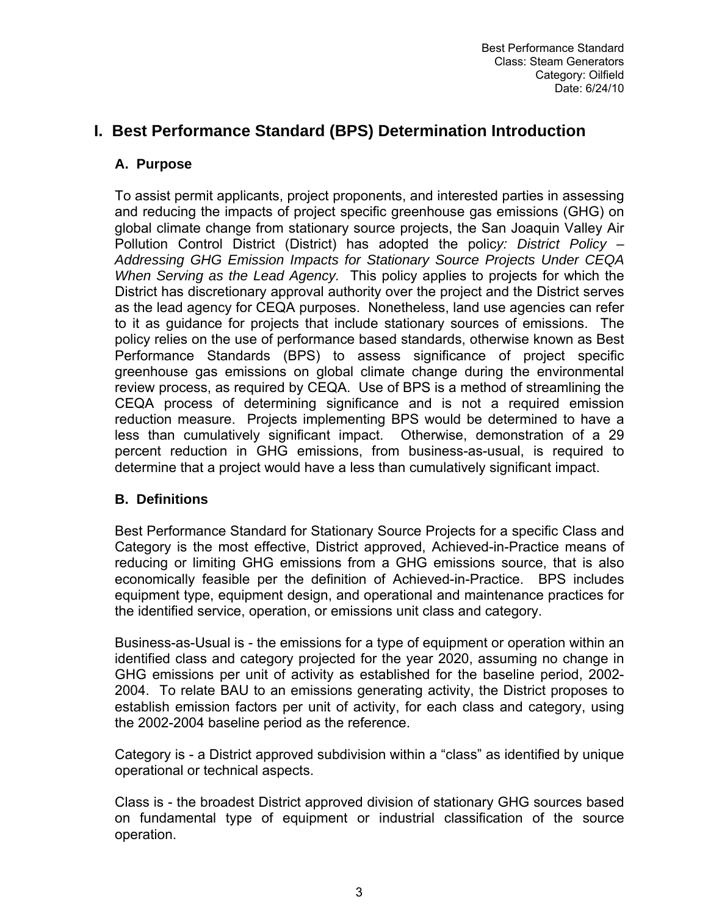# I. Best Performance Standard (BPS) Determination Introduction

## A. Purpose

To assist permit applicants, project proponents, and interested parties in assessing and reducing the impacts of project specific greenhouse gas emissions (GHG) on global climate change from stationary source projects, the San Joaquin Valley Air Pollution Control District (District) has adopted the polic*y: District Policy – Addressing GHG Emission Impacts for Stationary Source Projects Under CEQA When Serving as the Lead Agency.* This policy applies to projects for which the District has discretionary approval authority over the project and the District serves as the lead agency for CEQA purposes. Nonetheless, land use agencies can refer to it as guidance for projects that include stationary sources of emissions. The policy relies on the use of performance based standards, otherwise known as Best Performance Standards (BPS) to assess significance of project specific greenhouse gas emissions on global climate change during the environmental review process, as required by CEQA. Use of BPS is a method of streamlining the CEQA process of determining significance and is not a required emission reduction measure. Projects implementing BPS would be determined to have a less than cumulatively significant impact. Otherwise, demonstration of a 29 percent reduction in GHG emissions, from business-as-usual, is required to determine that a project would have a less than cumulatively significant impact.

## B. Definitions

Best Performance Standard for Stationary Source Projects for a specific Class and Category is the most effective, District approved, Achieved-in-Practice means of reducing or limiting GHG emissions from a GHG emissions source, that is also economically feasible per the definition of Achieved-in-Practice. BPS includes equipment type, equipment design, and operational and maintenance practices for the identified service, operation, or emissions unit class and category.

Business-as-Usual is - the emissions for a type of equipment or operation within an identified class and category projected for the year 2020, assuming no change in GHG emissions per unit of activity as established for the baseline period, 2002-2004. To relate BAU to an emissions generating activity, the District proposes to establish emission factors per unit of activity, for each class and category, using the 2002-2004 baseline period as the reference.

Category is - a District approved subdivision within a “class” as identified by unique operational or technical aspects.

Class is - the broadest District approved division of stationary GHG sources based on fundamental type of equipment or industrial classification of the source operation.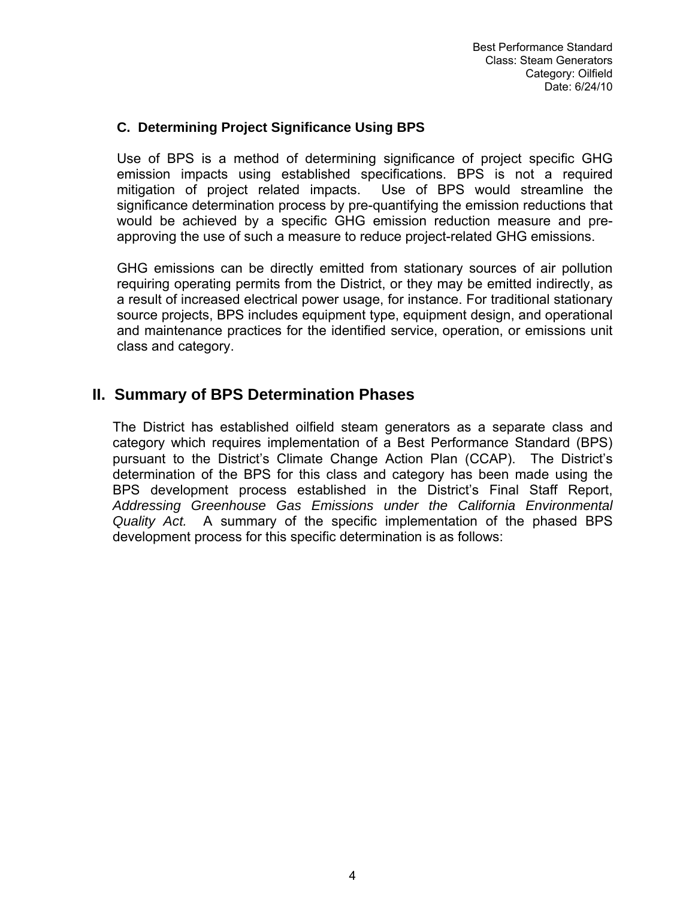### C. Determining Project Significance Using BPS

Use of BPS is a method of determining significance of project specific GHG emission impacts using established specifications. BPS is not a required mitigation of project related impacts. Use of BPS would streamline the significance determination process by pre-quantifying the emission reductions that would be achieved by a specific GHG emission reduction measure and pre-approving the use of such a measure to reduce project-related GHG emissions.

GHG emissions can be directly emitted from stationary sources of air pollution requiring operating permits from the District, or they may be emitted indirectly, as a result of increased electrical power usage, for instance. For traditional stationary source projects, BPS includes equipment type, equipment design, and operational and maintenance practices for the identified service, operation, or emissions unit class and category.

## II. Summary of BPS Determination Phases

The District has established oilfield steam generators as a separate class and category which requires implementation of a Best Performance Standard (BPS) pursuant to the District's Climate Change Action Plan (CCAP). The District's determination of the BPS for this class and category has been made using the BPS development process established in the District's Final Staff Report, *Addressing Greenhouse Gas Emissions under the California Environmental Quality Act.* A summary of the specific implementation of the phased BPS development process for this specific determination is as follows: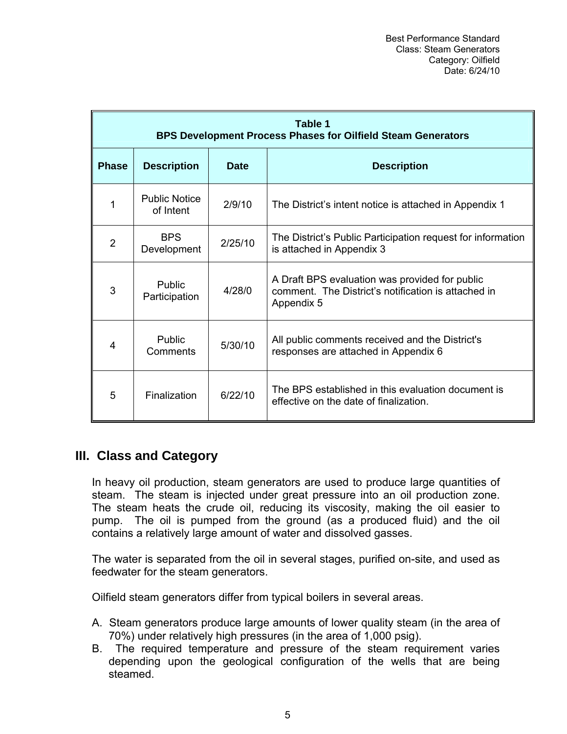| Table 1<br>BPS Development Process Phases for Oilfield Steam Generators | | | |
|---|---|---|---|
| **Phase** | **Description** | **Date** | **Description** |
| 1 | Public Notice of Intent | 2/9/10 | The District's intent notice is attached in Appendix 1 |
| 2 | BPS Development | 2/25/10 | The District's Public Participation request for information is attached in Appendix 3 |
| 3 | Public Participation | 4/28/0 | A Draft BPS evaluation was provided for public comment. The District's notification is attached in Appendix 5 |
| 4 | Public Comments | 5/30/10 | All public comments received and the District's responses are attached in Appendix 6 |
| 5 | Finalization | 6/22/10 | The BPS established in this evaluation document is effective on the date of finalization. |

## III. Class and Category

In heavy oil production, steam generators are used to produce large quantities of steam. The steam is injected under great pressure into an oil production zone. The steam heats the crude oil, reducing its viscosity, making the oil easier to pump. The oil is pumped from the ground (as a produced fluid) and the oil contains a relatively large amount of water and dissolved gasses.

The water is separated from the oil in several stages, purified on-site, and used as feedwater for the steam generators.

Oilfield steam generators differ from typical boilers in several areas.

A. Steam generators produce large amounts of lower quality steam (in the area of 70%) under relatively high pressures (in the area of 1,000 psig).
B. The required temperature and pressure of the steam requirement varies depending upon the geological configuration of the wells that are being steamed.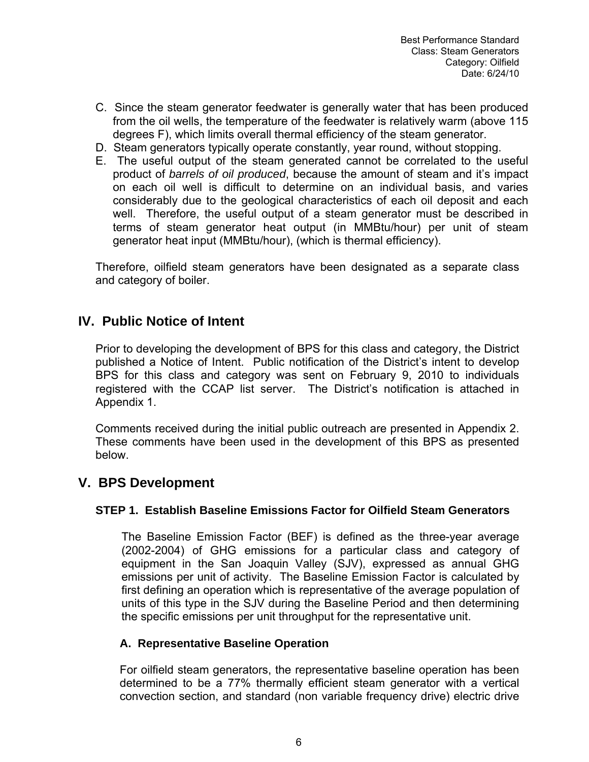C. Since the steam generator feedwater is generally water that has been produced from the oil wells, the temperature of the feedwater is relatively warm (above 115 degrees F), which limits overall thermal efficiency of the steam generator.

D. Steam generators typically operate constantly, year round, without stopping.

E. The useful output of the steam generated cannot be correlated to the useful product of *barrels of oil produced*, because the amount of steam and it's impact on each oil well is difficult to determine on an individual basis, and varies considerably due to the geological characteristics of each oil deposit and each well. Therefore, the useful output of a steam generator must be described in terms of steam generator heat output (in MMBtu/hour) per unit of steam generator heat input (MMBtu/hour), (which is thermal efficiency).

Therefore, oilfield steam generators have been designated as a separate class and category of boiler.

## IV. Public Notice of Intent

Prior to developing the development of BPS for this class and category, the District published a Notice of Intent. Public notification of the District's intent to develop BPS for this class and category was sent on February 9, 2010 to individuals registered with the CCAP list server. The District's notification is attached in Appendix 1.

Comments received during the initial public outreach are presented in Appendix 2. These comments have been used in the development of this BPS as presented below.

## V. BPS Development

### STEP 1. Establish Baseline Emissions Factor for Oilfield Steam Generators

The Baseline Emission Factor (BEF) is defined as the three-year average (2002-2004) of GHG emissions for a particular class and category of equipment in the San Joaquin Valley (SJV), expressed as annual GHG emissions per unit of activity. The Baseline Emission Factor is calculated by first defining an operation which is representative of the average population of units of this type in the SJV during the Baseline Period and then determining the specific emissions per unit throughput for the representative unit.

#### A. Representative Baseline Operation

For oilfield steam generators, the representative baseline operation has been determined to be a 77% thermally efficient steam generator with a vertical convection section, and standard (non variable frequency drive) electric drive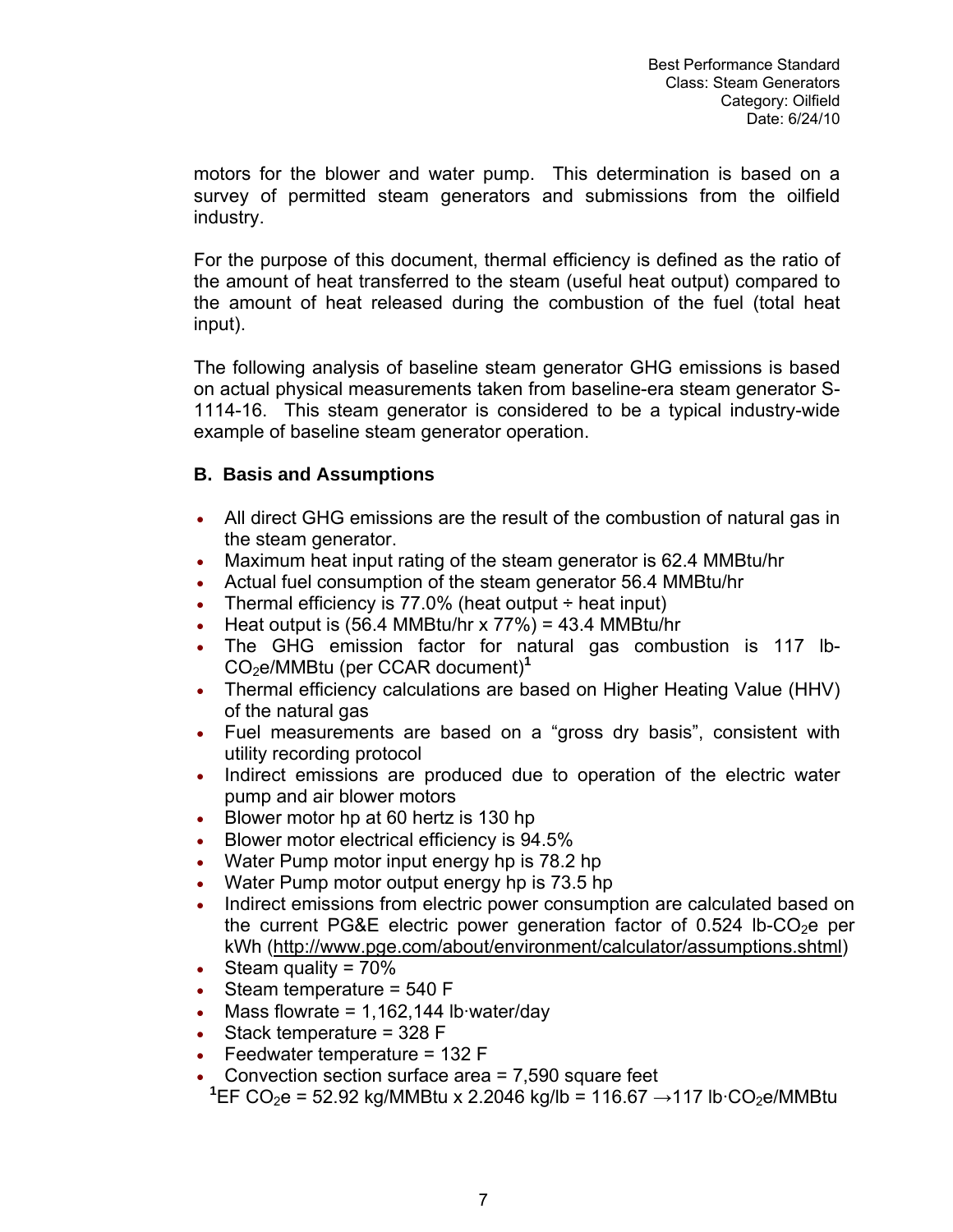motors for the blower and water pump. This determination is based on a survey of permitted steam generators and submissions from the oilfield industry.

For the purpose of this document, thermal efficiency is defined as the ratio of the amount of heat transferred to the steam (useful heat output) compared to the amount of heat released during the combustion of the fuel (total heat input).

The following analysis of baseline steam generator GHG emissions is based on actual physical measurements taken from baseline-era steam generator S-1114-16. This steam generator is considered to be a typical industry-wide example of baseline steam generator operation.

### B. Basis and Assumptions

- All direct GHG emissions are the result of the combustion of natural gas in the steam generator.
- Maximum heat input rating of the steam generator is 62.4 MMBtu/hr
- Actual fuel consumption of the steam generator 56.4 MMBtu/hr
- Thermal efficiency is 77.0% (heat output ÷ heat input)
- Heat output is (56.4 MMBtu/hr x 77%) = 43.4 MMBtu/hr
- The GHG emission factor for natural gas combustion is 117 lb-$CO_2$e/MMBtu (per CCAR document)[1]
- Thermal efficiency calculations are based on Higher Heating Value (HHV) of the natural gas
- Fuel measurements are based on a "gross dry basis", consistent with utility recording protocol
- Indirect emissions are produced due to operation of the electric water pump and air blower motors
- Blower motor hp at 60 hertz is 130 hp
- Blower motor electrical efficiency is 94.5%
- Water Pump motor input energy hp is 78.2 hp
- Water Pump motor output energy hp is 73.5 hp
- Indirect emissions from electric power consumption are calculated based on the current PG&E electric power generation factor of 0.524 lb-$CO_2$e per kWh (http://www.pge.com/about/environment/calculator/assumptions.shtml)
- Steam quality = 70%
- Steam temperature = 540 F
- Mass flowrate = 1,162,144 lb·water/day
- Stack temperature = 328 F
- Feedwater temperature = 132 F
- Convection section surface area = 7,590 square feet

[1]EF $CO_2$e = 52.92 kg/MMBtu x 2.2046 kg/lb = 116.67 → 117 lb·$CO_2$e/MMBtu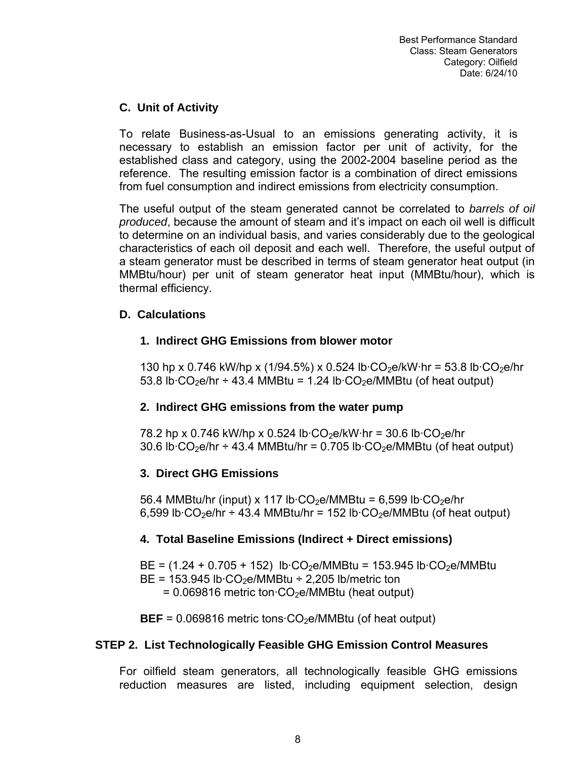### C. Unit of Activity

To relate Business-as-Usual to an emissions generating activity, it is necessary to establish an emission factor per unit of activity, for the established class and category, using the 2002-2004 baseline period as the reference. The resulting emission factor is a combination of direct emissions from fuel consumption and indirect emissions from electricity consumption.

The useful output of the steam generated cannot be correlated to *barrels of oil produced*, because the amount of steam and it's impact on each oil well is difficult to determine on an individual basis, and varies considerably due to the geological characteristics of each oil deposit and each well. Therefore, the useful output of a steam generator must be described in terms of steam generator heat output (in MMBtu/hour) per unit of steam generator heat input (MMBtu/hour), which is thermal efficiency.

### D. Calculations

#### 1. Indirect GHG Emissions from blower motor

130 hp x 0.746 kW/hp x (1/94.5%) x 0.524 lb·$CO_2$e/kW·hr = 53.8 lb·$CO_2$e/hr
53.8 lb·$CO_2$e/hr ÷ 43.4 MMBtu = 1.24 lb·$CO_2$e/MMBtu (of heat output)

#### 2. Indirect GHG emissions from the water pump

78.2 hp x 0.746 kW/hp x 0.524 lb·$CO_2$e/kW·hr = 30.6 lb·$CO_2$e/hr
30.6 lb·$CO_2$e/hr ÷ 43.4 MMBtu/hr = 0.705 lb·$CO_2$e/MMBtu (of heat output)

#### 3. Direct GHG Emissions

56.4 MMBtu/hr (input) x 117 lb·$CO_2$e/MMBtu = 6,599 lb·$CO_2$e/hr
6,599 lb·$CO_2$e/hr ÷ 43.4 MMBtu/hr = 152 lb·$CO_2$e/MMBtu (of heat output)

#### 4. Total Baseline Emissions (Indirect + Direct emissions)

BE = (1.24 + 0.705 + 152) lb·$CO_2$e/MMBtu = 153.945 lb·$CO_2$e/MMBtu
BE = 153.945 lb·$CO_2$e/MMBtu ÷ 2,205 lb/metric ton
= 0.069816 metric ton·$CO_2$e/MMBtu (heat output)

**BEF** = 0.069816 metric tons·$CO_2$e/MMBtu (of heat output)

## STEP 2. List Technologically Feasible GHG Emission Control Measures

For oilfield steam generators, all technologically feasible GHG emissions reduction measures are listed, including equipment selection, design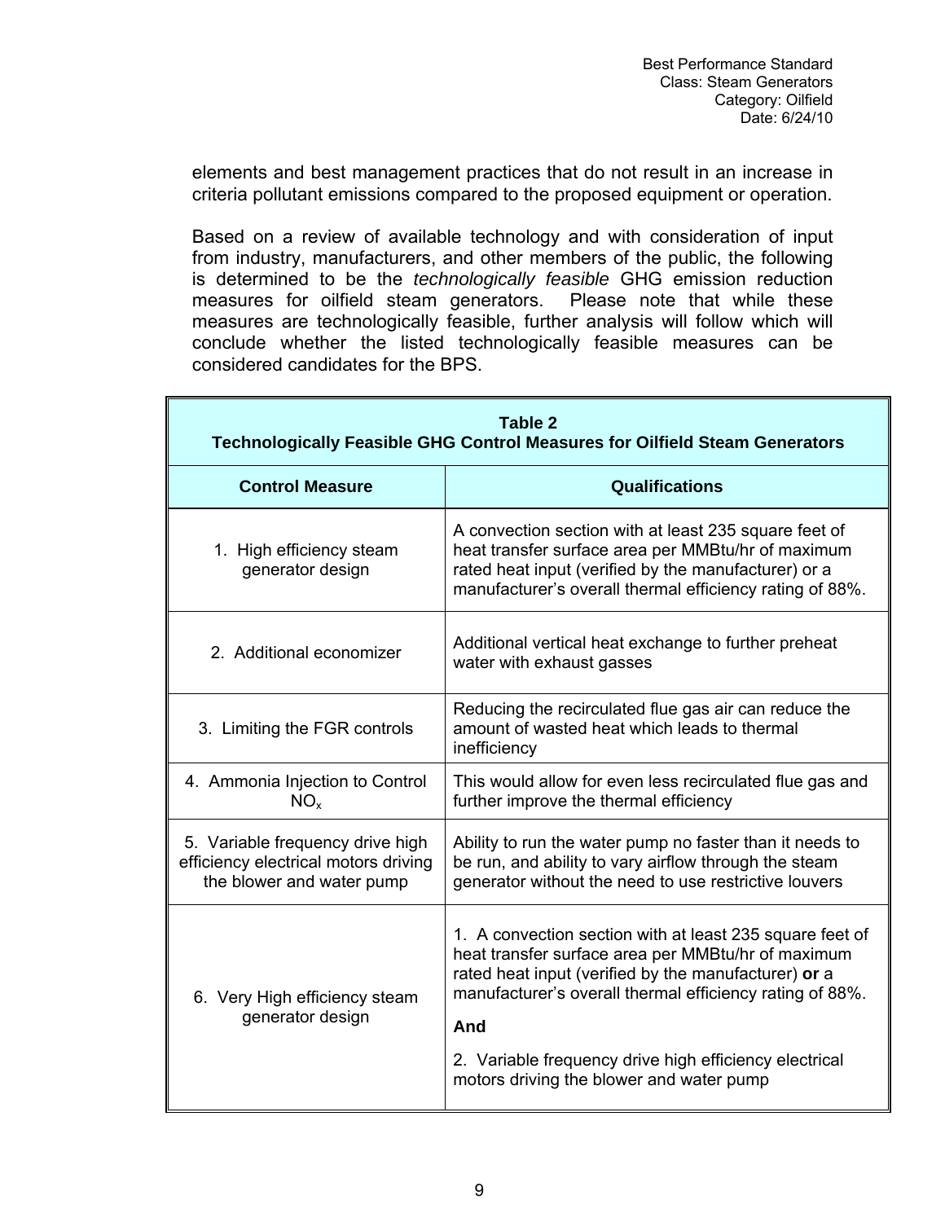elements and best management practices that do not result in an increase in criteria pollutant emissions compared to the proposed equipment or operation.

Based on a review of available technology and with consideration of input from industry, manufacturers, and other members of the public, the following is determined to be the *technologically feasible* GHG emission reduction measures for oilfield steam generators. Please note that while these measures are technologically feasible, further analysis will follow which will conclude whether the listed technologically feasible measures can be considered candidates for the BPS.

**Table 2**
**Technologically Feasible GHG Control Measures for Oilfield Steam Generators**

| Control Measure | Qualifications |
|---|---|
| 1. High efficiency steam generator design | A convection section with at least 235 square feet of heat transfer surface area per MMBtu/hr of maximum rated heat input (verified by the manufacturer) or a manufacturer's overall thermal efficiency rating of 88%. |
| 2. Additional economizer | Additional vertical heat exchange to further preheat water with exhaust gasses |
| 3. Limiting the FGR controls | Reducing the recirculated flue gas air can reduce the amount of wasted heat which leads to thermal inefficiency |
| 4. Ammonia Injection to Control $NO_x$ | This would allow for even less recirculated flue gas and further improve the thermal efficiency |
| 5. Variable frequency drive high efficiency electrical motors driving the blower and water pump | Ability to run the water pump no faster than it needs to be run, and ability to vary airflow through the steam generator without the need to use restrictive louvers |
| 6. Very High efficiency steam generator design | 1. A convection section with at least 235 square feet of heat transfer surface area per MMBtu/hr of maximum rated heat input (verified by the manufacturer) **or** a manufacturer's overall thermal efficiency rating of 88%. **And** 2. Variable frequency drive high efficiency electrical motors driving the blower and water pump |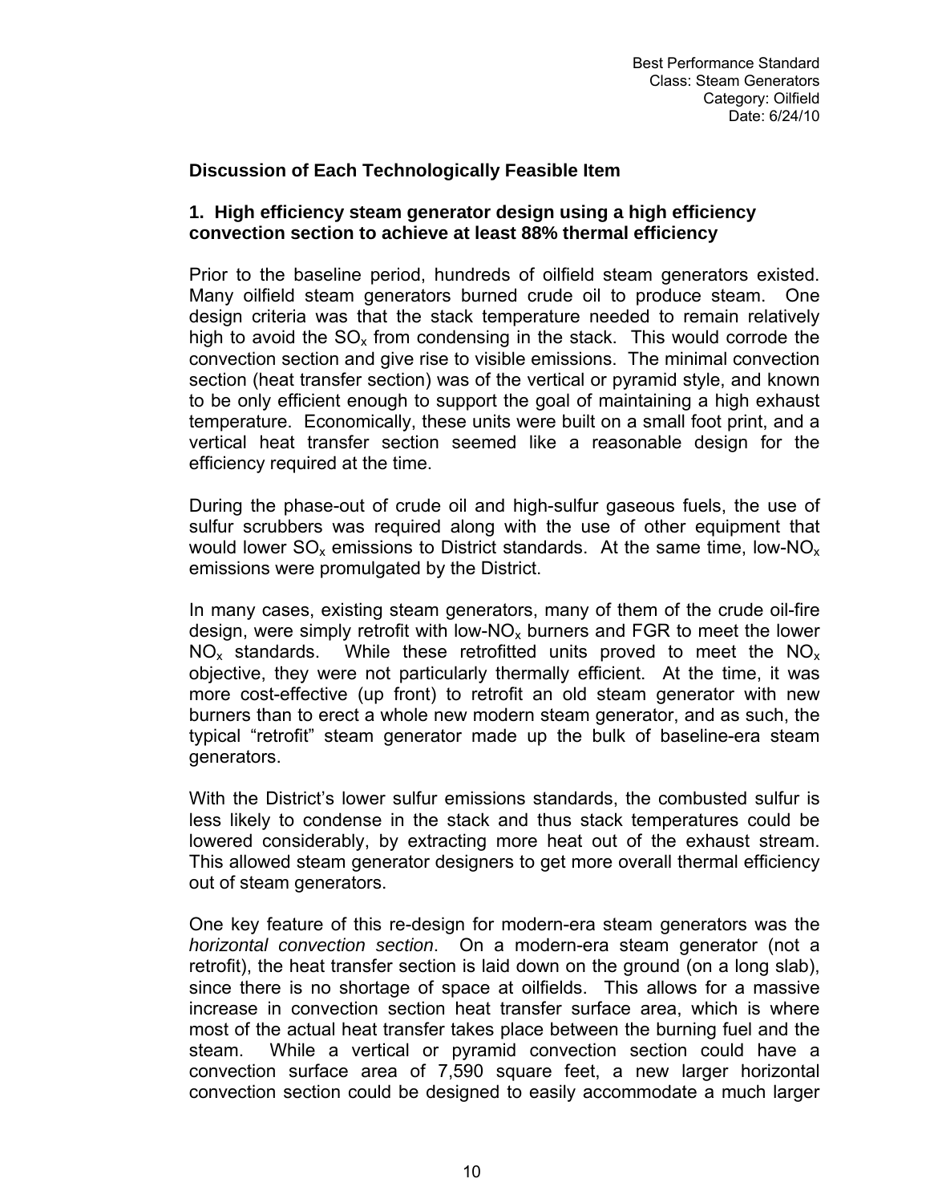## Discussion of Each Technologically Feasible Item

### 1. High efficiency steam generator design using a high efficiency convection section to achieve at least 88% thermal efficiency

Prior to the baseline period, hundreds of oilfield steam generators existed. Many oilfield steam generators burned crude oil to produce steam. One design criteria was that the stack temperature needed to remain relatively high to avoid the $SO_x$ from condensing in the stack. This would corrode the convection section and give rise to visible emissions. The minimal convection section (heat transfer section) was of the vertical or pyramid style, and known to be only efficient enough to support the goal of maintaining a high exhaust temperature. Economically, these units were built on a small foot print, and a vertical heat transfer section seemed like a reasonable design for the efficiency required at the time.

During the phase-out of crude oil and high-sulfur gaseous fuels, the use of sulfur scrubbers was required along with the use of other equipment that would lower $SO_x$ emissions to District standards. At the same time, low-$NO_x$ emissions were promulgated by the District.

In many cases, existing steam generators, many of them of the crude oil-fire design, were simply retrofit with low-$NO_x$ burners and FGR to meet the lower $NO_x$ standards. While these retrofitted units proved to meet the $NO_x$ objective, they were not particularly thermally efficient. At the time, it was more cost-effective (up front) to retrofit an old steam generator with new burners than to erect a whole new modern steam generator, and as such, the typical "retrofit" steam generator made up the bulk of baseline-era steam generators.

With the District's lower sulfur emissions standards, the combusted sulfur is less likely to condense in the stack and thus stack temperatures could be lowered considerably, by extracting more heat out of the exhaust stream. This allowed steam generator designers to get more overall thermal efficiency out of steam generators.

One key feature of this re-design for modern-era steam generators was the *horizontal convection section*. On a modern-era steam generator (not a retrofit), the heat transfer section is laid down on the ground (on a long slab), since there is no shortage of space at oilfields. This allows for a massive increase in convection section heat transfer surface area, which is where most of the actual heat transfer takes place between the burning fuel and the steam. While a vertical or pyramid convection section could have a convection surface area of 7,590 square feet, a new larger horizontal convection section could be designed to easily accommodate a much larger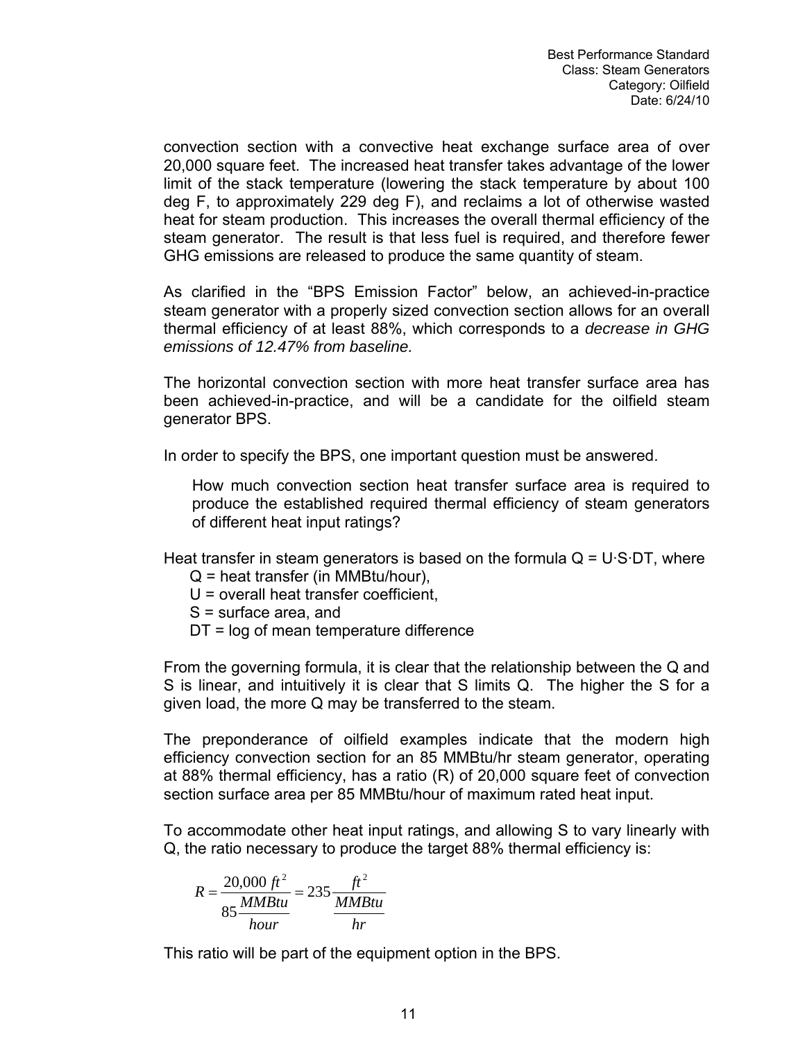convection section with a convective heat exchange surface area of over 20,000 square feet. The increased heat transfer takes advantage of the lower limit of the stack temperature (lowering the stack temperature by about 100 deg F, to approximately 229 deg F), and reclaims a lot of otherwise wasted heat for steam production. This increases the overall thermal efficiency of the steam generator. The result is that less fuel is required, and therefore fewer GHG emissions are released to produce the same quantity of steam.

As clarified in the "BPS Emission Factor" below, an achieved-in-practice steam generator with a properly sized convection section allows for an overall thermal efficiency of at least 88%, which corresponds to a *decrease in GHG emissions of 12.47% from baseline.*

The horizontal convection section with more heat transfer surface area has been achieved-in-practice, and will be a candidate for the oilfield steam generator BPS.

In order to specify the BPS, one important question must be answered.

> How much convection section heat transfer surface area is required to produce the established required thermal efficiency of steam generators of different heat input ratings?

Heat transfer in steam generators is based on the formula $Q = U \cdot S \cdot DT$, where

- Q = heat transfer (in MMBtu/hour),
- U = overall heat transfer coefficient,
- S = surface area, and
- DT = log of mean temperature difference

From the governing formula, it is clear that the relationship between the Q and S is linear, and intuitively it is clear that S limits Q. The higher the S for a given load, the more Q may be transferred to the steam.

The preponderance of oilfield examples indicate that the modern high efficiency convection section for an 85 MMBtu/hr steam generator, operating at 88% thermal efficiency, has a ratio (R) of 20,000 square feet of convection section surface area per 85 MMBtu/hour of maximum rated heat input.

To accommodate other heat input ratings, and allowing S to vary linearly with Q, the ratio necessary to produce the target 88% thermal efficiency is:

$$R = \frac{20{,}000\ ft^2}{85\dfrac{MMBtu}{hour}} = 235\frac{ft^2}{\dfrac{MMBtu}{hr}}$$

This ratio will be part of the equipment option in the BPS.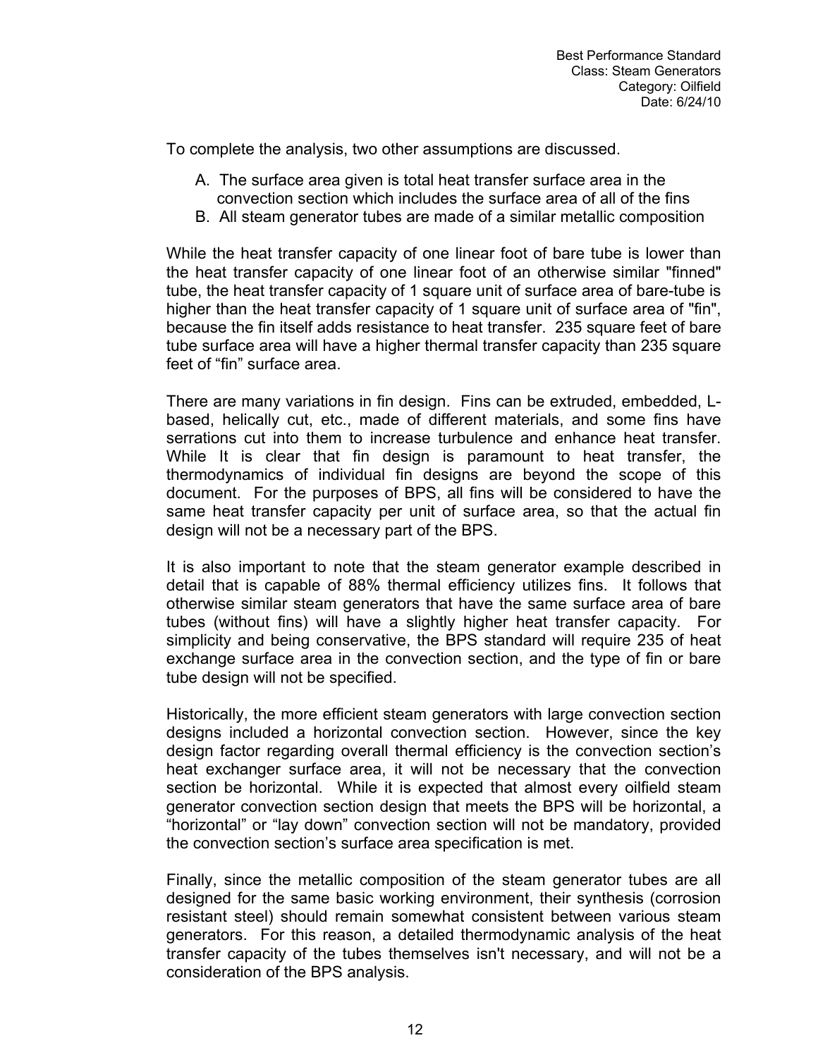To complete the analysis, two other assumptions are discussed.

A. The surface area given is total heat transfer surface area in the convection section which includes the surface area of all of the fins
B. All steam generator tubes are made of a similar metallic composition

While the heat transfer capacity of one linear foot of bare tube is lower than the heat transfer capacity of one linear foot of an otherwise similar "finned" tube, the heat transfer capacity of 1 square unit of surface area of bare-tube is higher than the heat transfer capacity of 1 square unit of surface area of "fin", because the fin itself adds resistance to heat transfer. 235 square feet of bare tube surface area will have a higher thermal transfer capacity than 235 square feet of "fin" surface area.

There are many variations in fin design. Fins can be extruded, embedded, L-based, helically cut, etc., made of different materials, and some fins have serrations cut into them to increase turbulence and enhance heat transfer. While It is clear that fin design is paramount to heat transfer, the thermodynamics of individual fin designs are beyond the scope of this document. For the purposes of BPS, all fins will be considered to have the same heat transfer capacity per unit of surface area, so that the actual fin design will not be a necessary part of the BPS.

It is also important to note that the steam generator example described in detail that is capable of 88% thermal efficiency utilizes fins. It follows that otherwise similar steam generators that have the same surface area of bare tubes (without fins) will have a slightly higher heat transfer capacity. For simplicity and being conservative, the BPS standard will require 235 of heat exchange surface area in the convection section, and the type of fin or bare tube design will not be specified.

Historically, the more efficient steam generators with large convection section designs included a horizontal convection section. However, since the key design factor regarding overall thermal efficiency is the convection section's heat exchanger surface area, it will not be necessary that the convection section be horizontal. While it is expected that almost every oilfield steam generator convection section design that meets the BPS will be horizontal, a "horizontal" or "lay down" convection section will not be mandatory, provided the convection section's surface area specification is met.

Finally, since the metallic composition of the steam generator tubes are all designed for the same basic working environment, their synthesis (corrosion resistant steel) should remain somewhat consistent between various steam generators. For this reason, a detailed thermodynamic analysis of the heat transfer capacity of the tubes themselves isn't necessary, and will not be a consideration of the BPS analysis.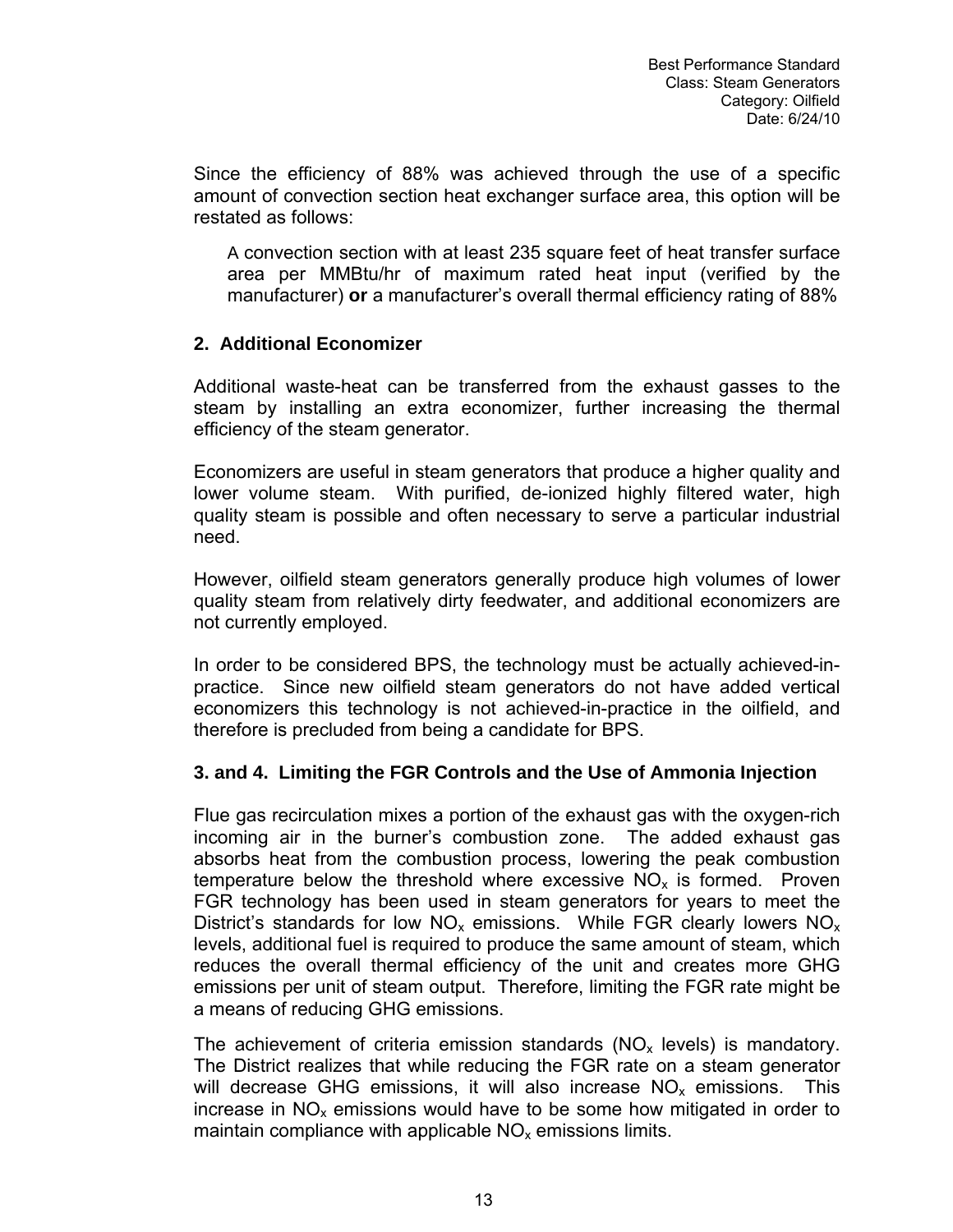Since the efficiency of 88% was achieved through the use of a specific amount of convection section heat exchanger surface area, this option will be restated as follows:

> A convection section with at least 235 square feet of heat transfer surface area per MMBtu/hr of maximum rated heat input (verified by the manufacturer) **or** a manufacturer's overall thermal efficiency rating of 88%

### 2. Additional Economizer

Additional waste-heat can be transferred from the exhaust gasses to the steam by installing an extra economizer, further increasing the thermal efficiency of the steam generator.

Economizers are useful in steam generators that produce a higher quality and lower volume steam. With purified, de-ionized highly filtered water, high quality steam is possible and often necessary to serve a particular industrial need.

However, oilfield steam generators generally produce high volumes of lower quality steam from relatively dirty feedwater, and additional economizers are not currently employed.

In order to be considered BPS, the technology must be actually achieved-in-practice. Since new oilfield steam generators do not have added vertical economizers this technology is not achieved-in-practice in the oilfield, and therefore is precluded from being a candidate for BPS.

### 3. and 4. Limiting the FGR Controls and the Use of Ammonia Injection

Flue gas recirculation mixes a portion of the exhaust gas with the oxygen-rich incoming air in the burner's combustion zone. The added exhaust gas absorbs heat from the combustion process, lowering the peak combustion temperature below the threshold where excessive $NO_x$ is formed. Proven FGR technology has been used in steam generators for years to meet the District's standards for low $NO_x$ emissions. While FGR clearly lowers $NO_x$ levels, additional fuel is required to produce the same amount of steam, which reduces the overall thermal efficiency of the unit and creates more GHG emissions per unit of steam output. Therefore, limiting the FGR rate might be a means of reducing GHG emissions.

The achievement of criteria emission standards ($NO_x$ levels) is mandatory. The District realizes that while reducing the FGR rate on a steam generator will decrease GHG emissions, it will also increase $NO_x$ emissions. This increase in $NO_x$ emissions would have to be some how mitigated in order to maintain compliance with applicable $NO_x$ emissions limits.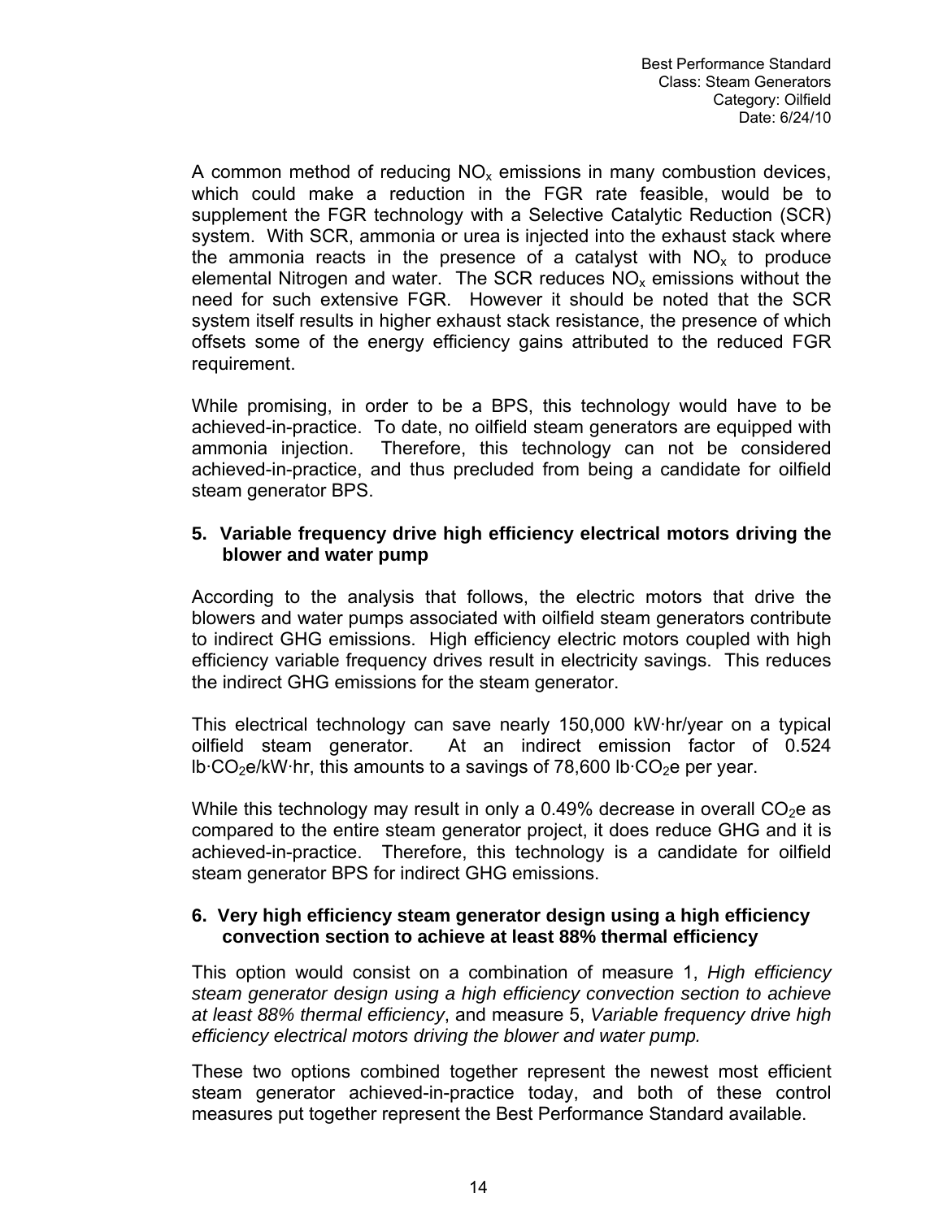A common method of reducing $NO_x$ emissions in many combustion devices, which could make a reduction in the FGR rate feasible, would be to supplement the FGR technology with a Selective Catalytic Reduction (SCR) system. With SCR, ammonia or urea is injected into the exhaust stack where the ammonia reacts in the presence of a catalyst with $NO_x$ to produce elemental Nitrogen and water. The SCR reduces $NO_x$ emissions without the need for such extensive FGR. However it should be noted that the SCR system itself results in higher exhaust stack resistance, the presence of which offsets some of the energy efficiency gains attributed to the reduced FGR requirement.

While promising, in order to be a BPS, this technology would have to be achieved-in-practice. To date, no oilfield steam generators are equipped with ammonia injection. Therefore, this technology can not be considered achieved-in-practice, and thus precluded from being a candidate for oilfield steam generator BPS.

### 5. Variable frequency drive high efficiency electrical motors driving the blower and water pump

According to the analysis that follows, the electric motors that drive the blowers and water pumps associated with oilfield steam generators contribute to indirect GHG emissions. High efficiency electric motors coupled with high efficiency variable frequency drives result in electricity savings. This reduces the indirect GHG emissions for the steam generator.

This electrical technology can save nearly 150,000 kW·hr/year on a typical oilfield steam generator. At an indirect emission factor of 0.524 lb·$CO_2$e/kW·hr, this amounts to a savings of 78,600 lb·$CO_2$e per year.

While this technology may result in only a 0.49% decrease in overall $CO_2$e as compared to the entire steam generator project, it does reduce GHG and it is achieved-in-practice. Therefore, this technology is a candidate for oilfield steam generator BPS for indirect GHG emissions.

### 6. Very high efficiency steam generator design using a high efficiency convection section to achieve at least 88% thermal efficiency

This option would consist on a combination of measure 1, *High efficiency steam generator design using a high efficiency convection section to achieve at least 88% thermal efficiency*, and measure 5, *Variable frequency drive high efficiency electrical motors driving the blower and water pump.*

These two options combined together represent the newest most efficient steam generator achieved-in-practice today, and both of these control measures put together represent the Best Performance Standard available.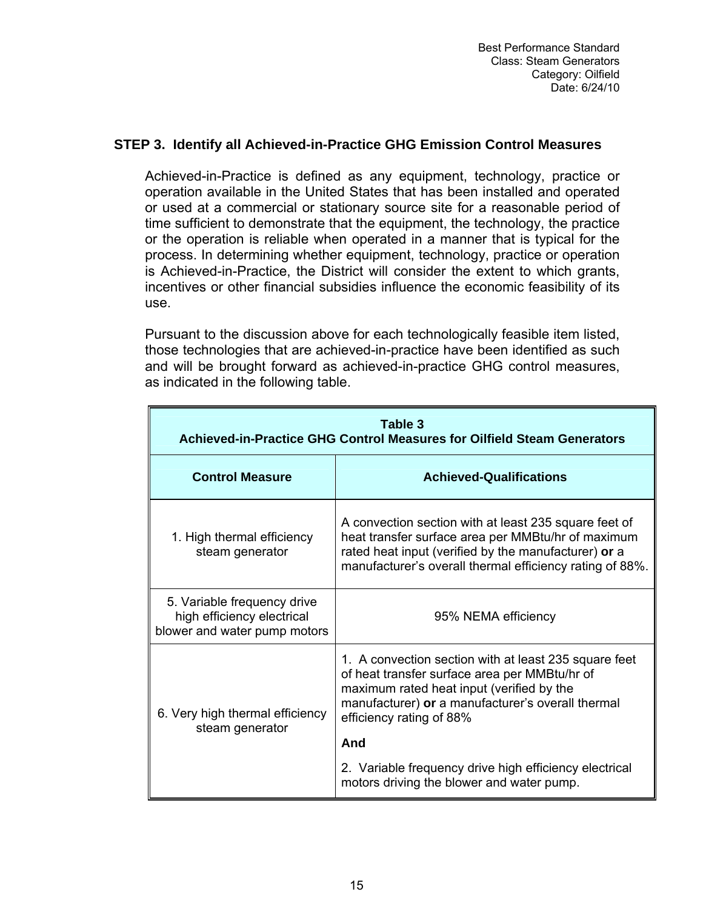## STEP 3. Identify all Achieved-in-Practice GHG Emission Control Measures

Achieved-in-Practice is defined as any equipment, technology, practice or operation available in the United States that has been installed and operated or used at a commercial or stationary source site for a reasonable period of time sufficient to demonstrate that the equipment, the technology, the practice or the operation is reliable when operated in a manner that is typical for the process. In determining whether equipment, technology, practice or operation is Achieved-in-Practice, the District will consider the extent to which grants, incentives or other financial subsidies influence the economic feasibility of its use.

Pursuant to the discussion above for each technologically feasible item listed, those technologies that are achieved-in-practice have been identified as such and will be brought forward as achieved-in-practice GHG control measures, as indicated in the following table.

**Table 3**
**Achieved-in-Practice GHG Control Measures for Oilfield Steam Generators**

| Control Measure | Achieved-Qualifications |
|---|---|
| 1. High thermal efficiency steam generator | A convection section with at least 235 square feet of heat transfer surface area per MMBtu/hr of maximum rated heat input (verified by the manufacturer) **or** a manufacturer's overall thermal efficiency rating of 88%. |
| 5. Variable frequency drive high efficiency electrical blower and water pump motors | 95% NEMA efficiency |
| 6. Very high thermal efficiency steam generator | 1. A convection section with at least 235 square feet of heat transfer surface area per MMBtu/hr of maximum rated heat input (verified by the manufacturer) **or** a manufacturer's overall thermal efficiency rating of 88%<br>**And**<br>2. Variable frequency drive high efficiency electrical motors driving the blower and water pump. |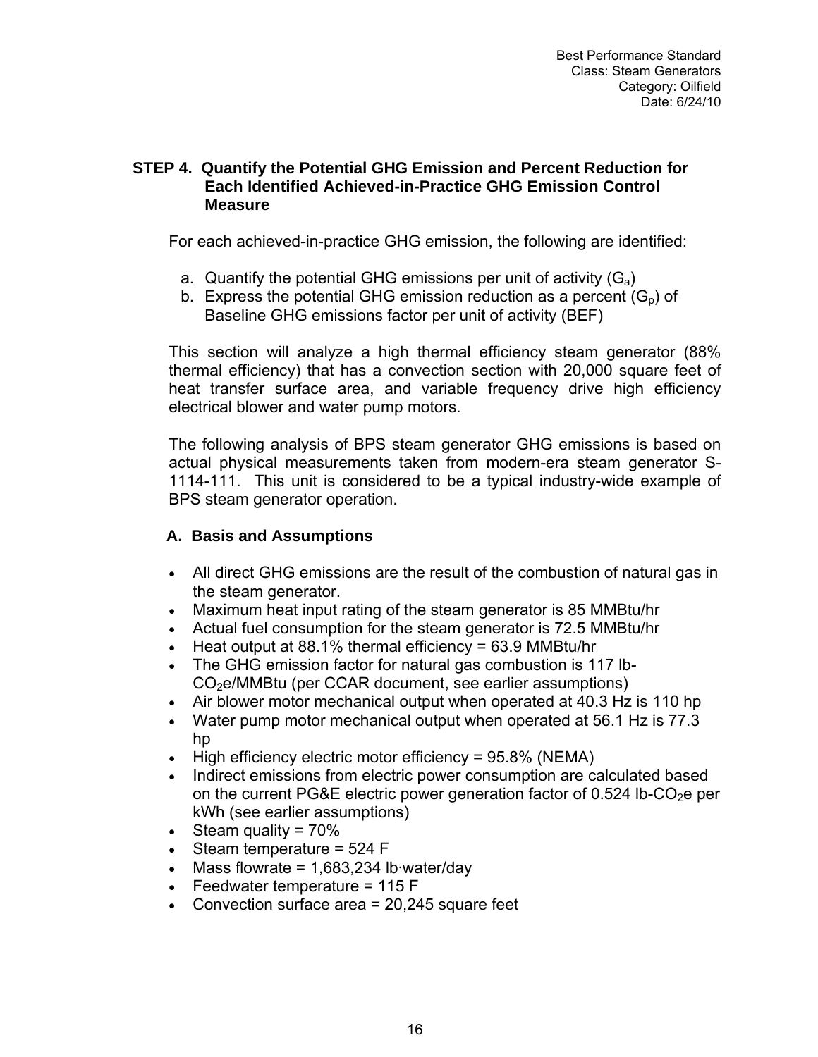### STEP 4. Quantify the Potential GHG Emission and Percent Reduction for Each Identified Achieved-in-Practice GHG Emission Control Measure

For each achieved-in-practice GHG emission, the following are identified:

a. Quantify the potential GHG emissions per unit of activity ($G_a$)
b. Express the potential GHG emission reduction as a percent ($G_p$) of Baseline GHG emissions factor per unit of activity (BEF)

This section will analyze a high thermal efficiency steam generator (88% thermal efficiency) that has a convection section with 20,000 square feet of heat transfer surface area, and variable frequency drive high efficiency electrical blower and water pump motors.

The following analysis of BPS steam generator GHG emissions is based on actual physical measurements taken from modern-era steam generator S-1114-111. This unit is considered to be a typical industry-wide example of BPS steam generator operation.

#### A. Basis and Assumptions

- All direct GHG emissions are the result of the combustion of natural gas in the steam generator.
- Maximum heat input rating of the steam generator is 85 MMBtu/hr
- Actual fuel consumption for the steam generator is 72.5 MMBtu/hr
- Heat output at 88.1% thermal efficiency = 63.9 MMBtu/hr
- The GHG emission factor for natural gas combustion is 117 lb-$CO_2$e/MMBtu (per CCAR document, see earlier assumptions)
- Air blower motor mechanical output when operated at 40.3 Hz is 110 hp
- Water pump motor mechanical output when operated at 56.1 Hz is 77.3 hp
- High efficiency electric motor efficiency = 95.8% (NEMA)
- Indirect emissions from electric power consumption are calculated based on the current PG&E electric power generation factor of 0.524 lb-$CO_2$e per kWh (see earlier assumptions)
- Steam quality = 70%
- Steam temperature = 524 F
- Mass flowrate = 1,683,234 lb·water/day
- Feedwater temperature = 115 F
- Convection surface area = 20,245 square feet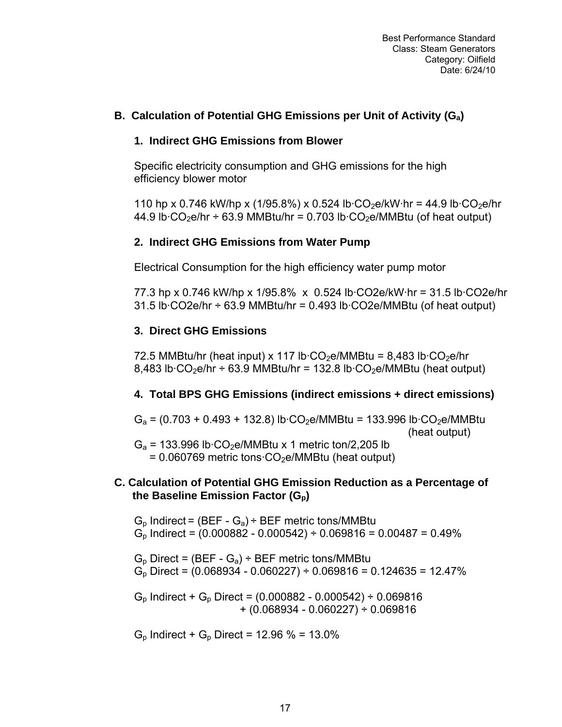## B. Calculation of Potential GHG Emissions per Unit of Activity ($G_a$)

### 1. Indirect GHG Emissions from Blower

Specific electricity consumption and GHG emissions for the high efficiency blower motor

110 hp x 0.746 kW/hp x (1/95.8%) x 0.524 lb·$CO_2$e/kW·hr = 44.9 lb·$CO_2$e/hr
44.9 lb·$CO_2$e/hr ÷ 63.9 MMBtu/hr = 0.703 lb·$CO_2$e/MMBtu (of heat output)

### 2. Indirect GHG Emissions from Water Pump

Electrical Consumption for the high efficiency water pump motor

77.3 hp x 0.746 kW/hp x 1/95.8% x 0.524 lb·CO2e/kW·hr = 31.5 lb·CO2e/hr
31.5 lb·CO2e/hr ÷ 63.9 MMBtu/hr = 0.493 lb·CO2e/MMBtu (of heat output)

### 3. Direct GHG Emissions

72.5 MMBtu/hr (heat input) x 117 lb·$CO_2$e/MMBtu = 8,483 lb·$CO_2$e/hr
8,483 lb·$CO_2$e/hr ÷ 63.9 MMBtu/hr = 132.8 lb·$CO_2$e/MMBtu (heat output)

### 4. Total BPS GHG Emissions (indirect emissions + direct emissions)

$G_a$ = (0.703 + 0.493 + 132.8) lb·$CO_2$e/MMBtu = 133.996 lb·$CO_2$e/MMBtu (heat output)

$G_a$ = 133.996 lb·$CO_2$e/MMBtu x 1 metric ton/2,205 lb
= 0.060769 metric tons·$CO_2$e/MMBtu (heat output)

## C. Calculation of Potential GHG Emission Reduction as a Percentage of the Baseline Emission Factor ($G_p$)

$G_p$ Indirect = (BEF - $G_a$) ÷ BEF metric tons/MMBtu
$G_p$ Indirect = (0.000882 - 0.000542) ÷ 0.069816 = 0.00487 = 0.49%

$G_p$ Direct = (BEF - $G_a$) ÷ BEF metric tons/MMBtu
$G_p$ Direct = (0.068934 - 0.060227) ÷ 0.069816 = 0.124635 = 12.47%

$G_p$ Indirect + $G_p$ Direct = (0.000882 - 0.000542) ÷ 0.069816
+ (0.068934 - 0.060227) ÷ 0.069816

$G_p$ Indirect + $G_p$ Direct = 12.96 % = 13.0%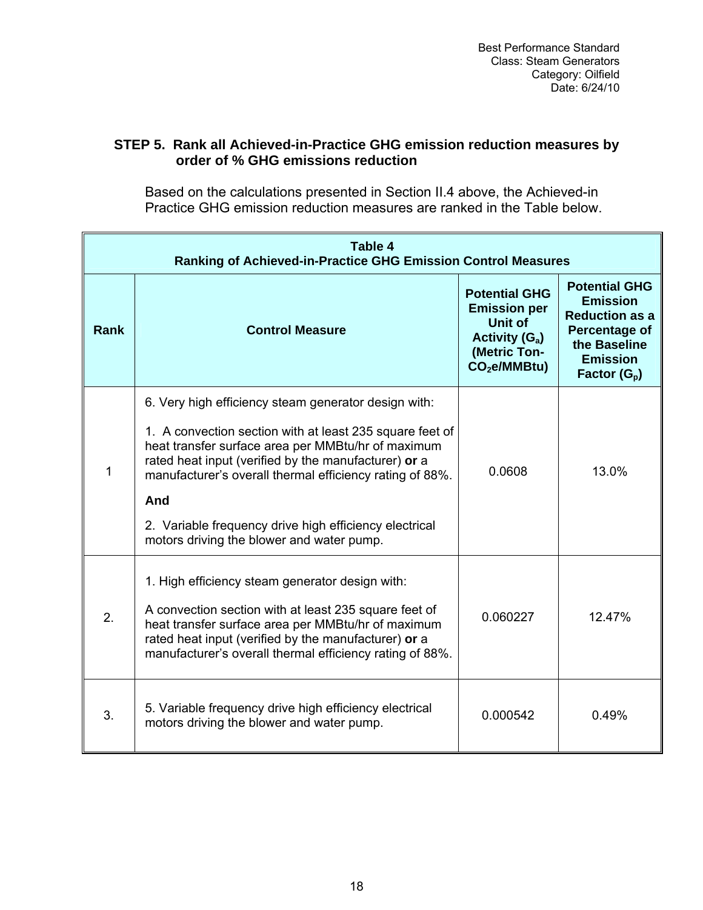**STEP 5. Rank all Achieved-in-Practice GHG emission reduction measures by order of % GHG emissions reduction**

Based on the calculations presented in Section II.4 above, the Achieved-in Practice GHG emission reduction measures are ranked in the Table below.

**Table 4**
**Ranking of Achieved-in-Practice GHG Emission Control Measures**

| Rank | Control Measure | Potential GHG Emission per Unit of Activity ($G_a$) (Metric Ton-$CO_2$e/MMBtu) | Potential GHG Emission Reduction as a Percentage of the Baseline Emission Factor ($G_p$) |
|---|---|---|---|
| 1 | 6. Very high efficiency steam generator design with:<br><br>1. A convection section with at least 235 square feet of heat transfer surface area per MMBtu/hr of maximum rated heat input (verified by the manufacturer) **or** a manufacturer's overall thermal efficiency rating of 88%.<br><br>**And**<br><br>2. Variable frequency drive high efficiency electrical motors driving the blower and water pump. | 0.0608 | 13.0% |
| 2. | 1. High efficiency steam generator design with:<br><br>A convection section with at least 235 square feet of heat transfer surface area per MMBtu/hr of maximum rated heat input (verified by the manufacturer) **or** a manufacturer's overall thermal efficiency rating of 88%. | 0.060227 | 12.47% |
| 3. | 5. Variable frequency drive high efficiency electrical motors driving the blower and water pump. | 0.000542 | 0.49% |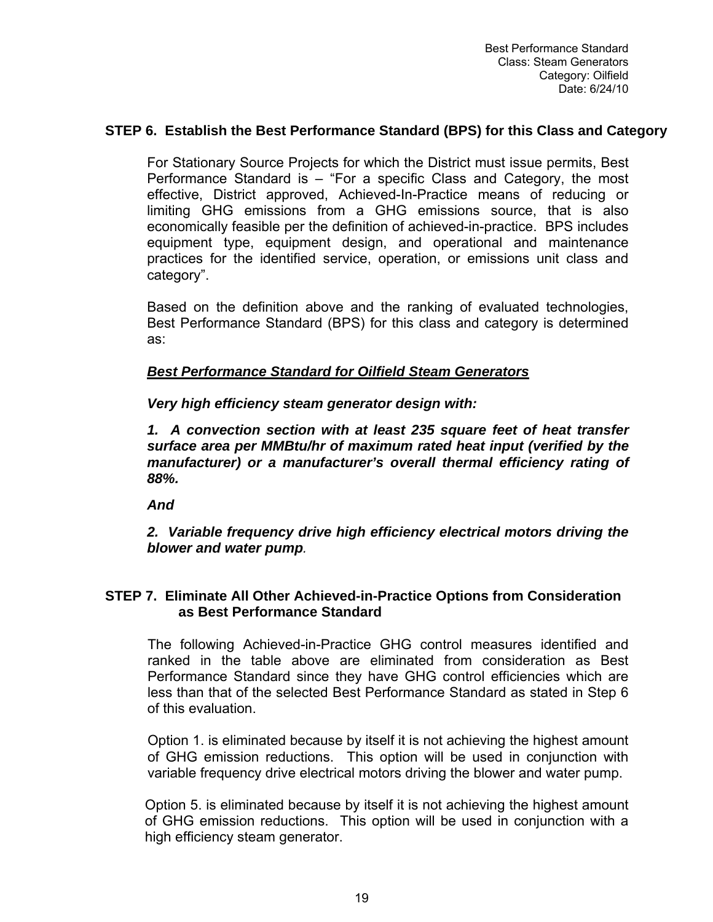### STEP 6. Establish the Best Performance Standard (BPS) for this Class and Category

For Stationary Source Projects for which the District must issue permits, Best Performance Standard is – "For a specific Class and Category, the most effective, District approved, Achieved-In-Practice means of reducing or limiting GHG emissions from a GHG emissions source, that is also economically feasible per the definition of achieved-in-practice. BPS includes equipment type, equipment design, and operational and maintenance practices for the identified service, operation, or emissions unit class and category".

Based on the definition above and the ranking of evaluated technologies, Best Performance Standard (BPS) for this class and category is determined as:

***<u>Best Performance Standard for Oilfield Steam Generators</u>***

***Very high efficiency steam generator design with:***

***1. A convection section with at least 235 square feet of heat transfer surface area per MMBtu/hr of maximum rated heat input (verified by the manufacturer) or a manufacturer's overall thermal efficiency rating of 88%.***

***And***

***2. Variable frequency drive high efficiency electrical motors driving the blower and water pump.***

### STEP 7. Eliminate All Other Achieved-in-Practice Options from Consideration as Best Performance Standard

The following Achieved-in-Practice GHG control measures identified and ranked in the table above are eliminated from consideration as Best Performance Standard since they have GHG control efficiencies which are less than that of the selected Best Performance Standard as stated in Step 6 of this evaluation.

Option 1. is eliminated because by itself it is not achieving the highest amount of GHG emission reductions. This option will be used in conjunction with variable frequency drive electrical motors driving the blower and water pump.

Option 5. is eliminated because by itself it is not achieving the highest amount of GHG emission reductions. This option will be used in conjunction with a high efficiency steam generator.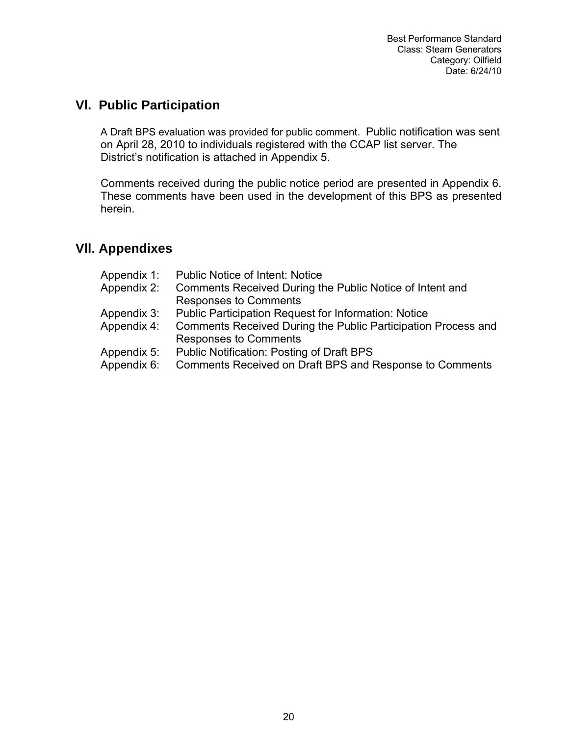## VI. Public Participation

A Draft BPS evaluation was provided for public comment. Public notification was sent on April 28, 2010 to individuals registered with the CCAP list server. The District's notification is attached in Appendix 5.

Comments received during the public notice period are presented in Appendix 6. These comments have been used in the development of this BPS as presented herein.

## VII. Appendixes

- Appendix 1: Public Notice of Intent: Notice
- Appendix 2: Comments Received During the Public Notice of Intent and Responses to Comments
- Appendix 3: Public Participation Request for Information: Notice
- Appendix 4: Comments Received During the Public Participation Process and Responses to Comments
- Appendix 5: Public Notification: Posting of Draft BPS
- Appendix 6: Comments Received on Draft BPS and Response to Comments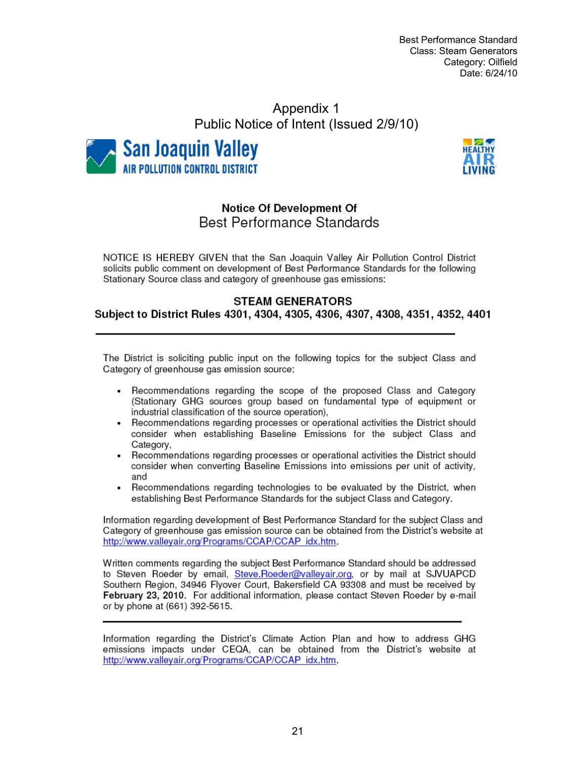# Appendix 1
## Public Notice of Intent (Issued 2/9/10)

San Joaquin Valley AIR POLLUTION CONTROL DISTRICT

HEALTHY AIR LIVING

### Notice Of Development Of
## Best Performance Standards

NOTICE IS HEREBY GIVEN that the San Joaquin Valley Air Pollution Control District solicits public comment on development of Best Performance Standards for the following Stationary Source class and category of greenhouse gas emissions:

### STEAM GENERATORS
### Subject to District Rules 4301, 4304, 4305, 4306, 4307, 4308, 4351, 4352, 4401

---

The District is soliciting public input on the following topics for the subject Class and Category of greenhouse gas emission source:

- Recommendations regarding the scope of the proposed Class and Category (Stationary GHG sources group based on fundamental type of equipment or industrial classification of the source operation),
- Recommendations regarding processes or operational activities the District should consider when establishing Baseline Emissions for the subject Class and Category,
- Recommendations regarding processes or operational activities the District should consider when converting Baseline Emissions into emissions per unit of activity, and
- Recommendations regarding technologies to be evaluated by the District, when establishing Best Performance Standards for the subject Class and Category.

Information regarding development of Best Performance Standard for the subject Class and Category of greenhouse gas emission source can be obtained from the District's website at http://www.valleyair.org/Programs/CCAP/CCAP_idx.htm.

Written comments regarding the subject Best Performance Standard should be addressed to Steven Roeder by email, Steve.Roeder@valleyair.org, or by mail at SJVUAPCD Southern Region, 34946 Flyover Court, Bakersfield CA 93308 and must be received by **February 23, 2010**. For additional information, please contact Steven Roeder by e-mail or by phone at (661) 392-5615.

---

Information regarding the District's Climate Action Plan and how to address GHG emissions impacts under CEQA, can be obtained from the District's website at http://www.valleyair.org/Programs/CCAP/CCAP_idx.htm.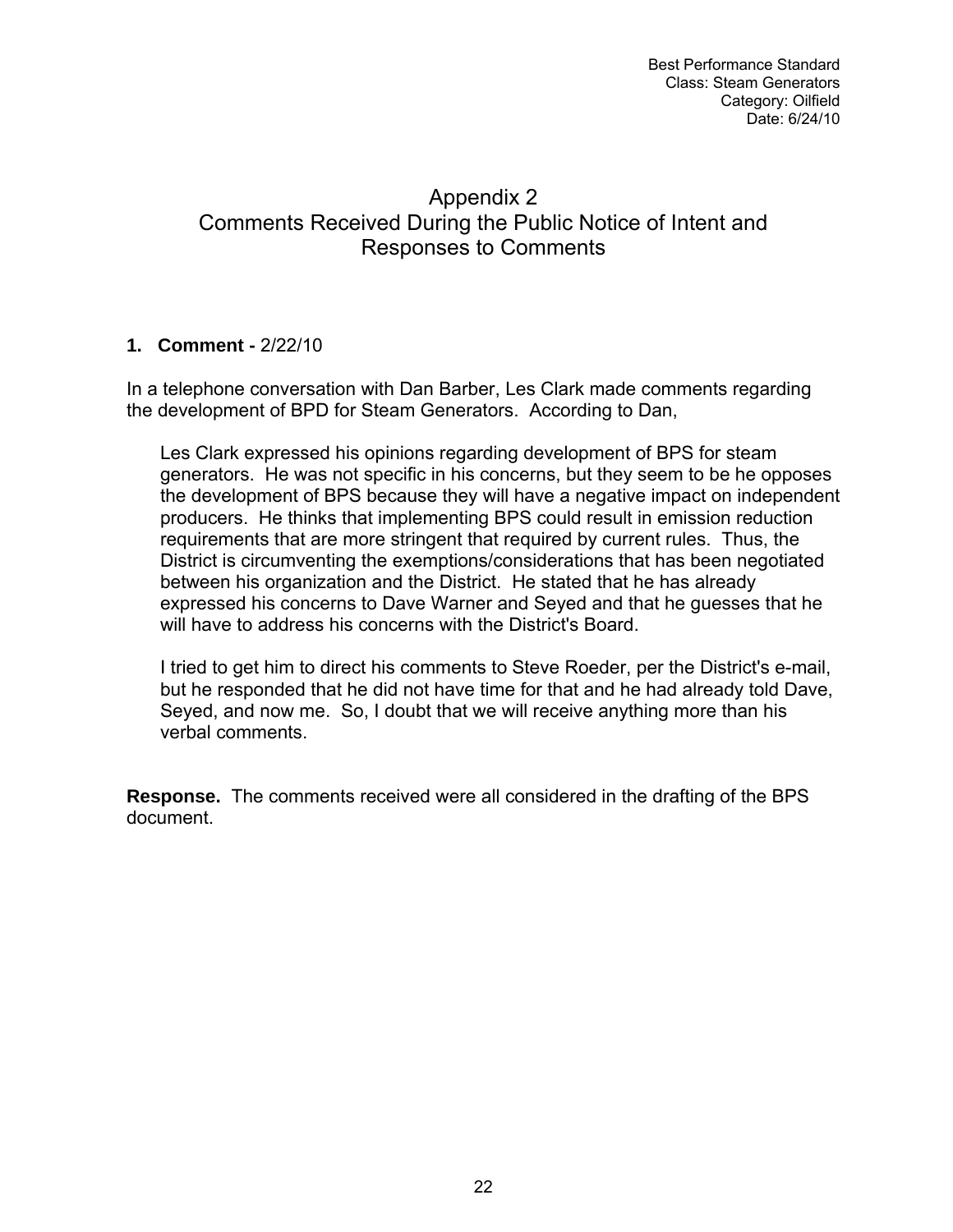# Appendix 2
# Comments Received During the Public Notice of Intent and Responses to Comments

**1. Comment -** 2/22/10

In a telephone conversation with Dan Barber, Les Clark made comments regarding the development of BPD for Steam Generators. According to Dan,

> Les Clark expressed his opinions regarding development of BPS for steam generators. He was not specific in his concerns, but they seem to be he opposes the development of BPS because they will have a negative impact on independent producers. He thinks that implementing BPS could result in emission reduction requirements that are more stringent that required by current rules. Thus, the District is circumventing the exemptions/considerations that has been negotiated between his organization and the District. He stated that he has already expressed his concerns to Dave Warner and Seyed and that he guesses that he will have to address his concerns with the District's Board.
>
> I tried to get him to direct his comments to Steve Roeder, per the District's e-mail, but he responded that he did not have time for that and he had already told Dave, Seyed, and now me. So, I doubt that we will receive anything more than his verbal comments.

**Response.** The comments received were all considered in the drafting of the BPS document.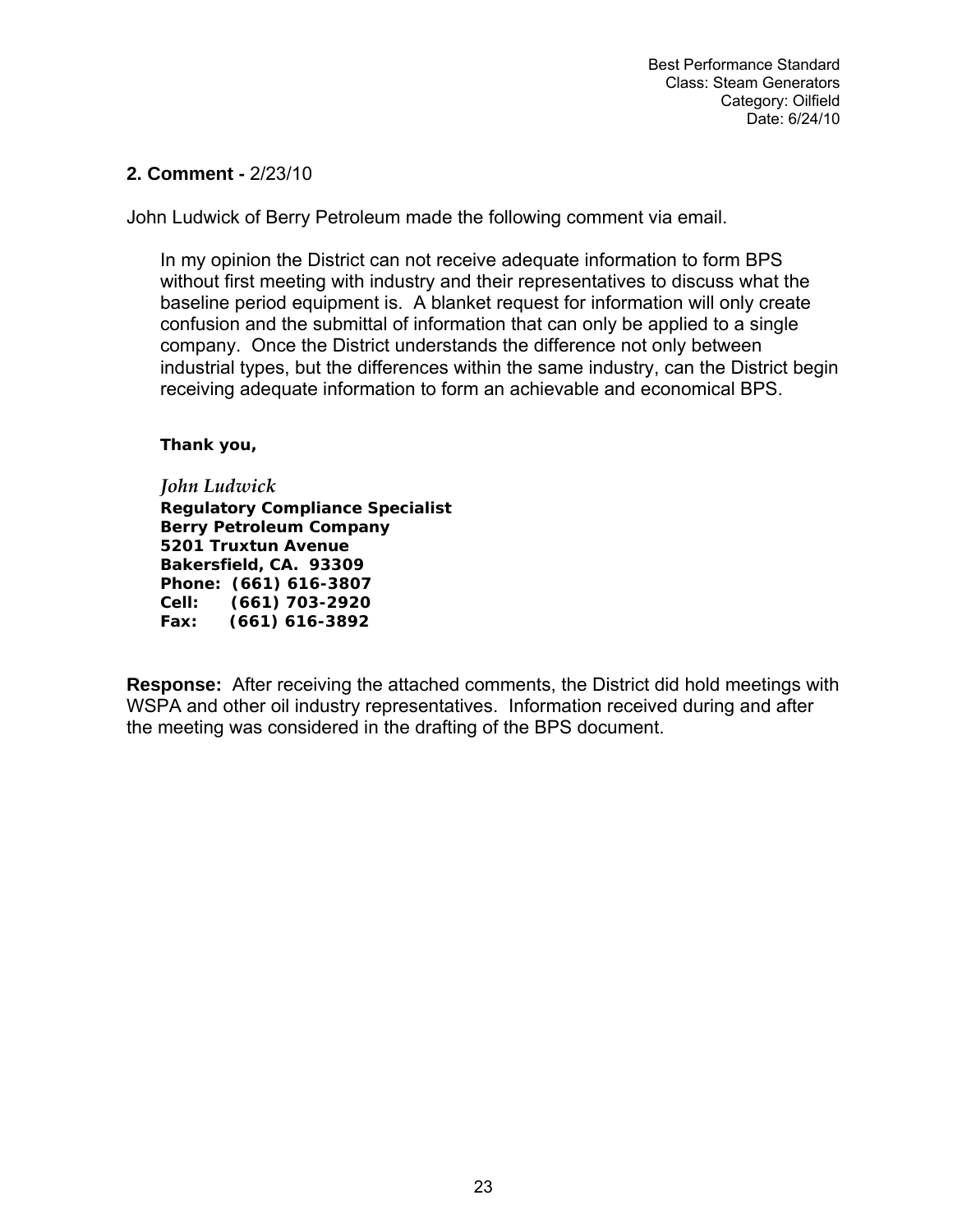**2. Comment -** 2/23/10

John Ludwick of Berry Petroleum made the following comment via email.

> In my opinion the District can not receive adequate information to form BPS without first meeting with industry and their representatives to discuss what the baseline period equipment is. A blanket request for information will only create confusion and the submittal of information that can only be applied to a single company. Once the District understands the difference not only between industrial types, but the differences within the same industry, can the District begin receiving adequate information to form an achievable and economical BPS.
>
> **Thank you,**
>
> *John Ludwick*
> **Regulatory Compliance Specialist**
> **Berry Petroleum Company**
> **5201 Truxtun Avenue**
> **Bakersfield, CA. 93309**
> **Phone: (661) 616-3807**
> **Cell: (661) 703-2920**
> **Fax: (661) 616-3892**

**Response:** After receiving the attached comments, the District did hold meetings with WSPA and other oil industry representatives. Information received during and after the meeting was considered in the drafting of the BPS document.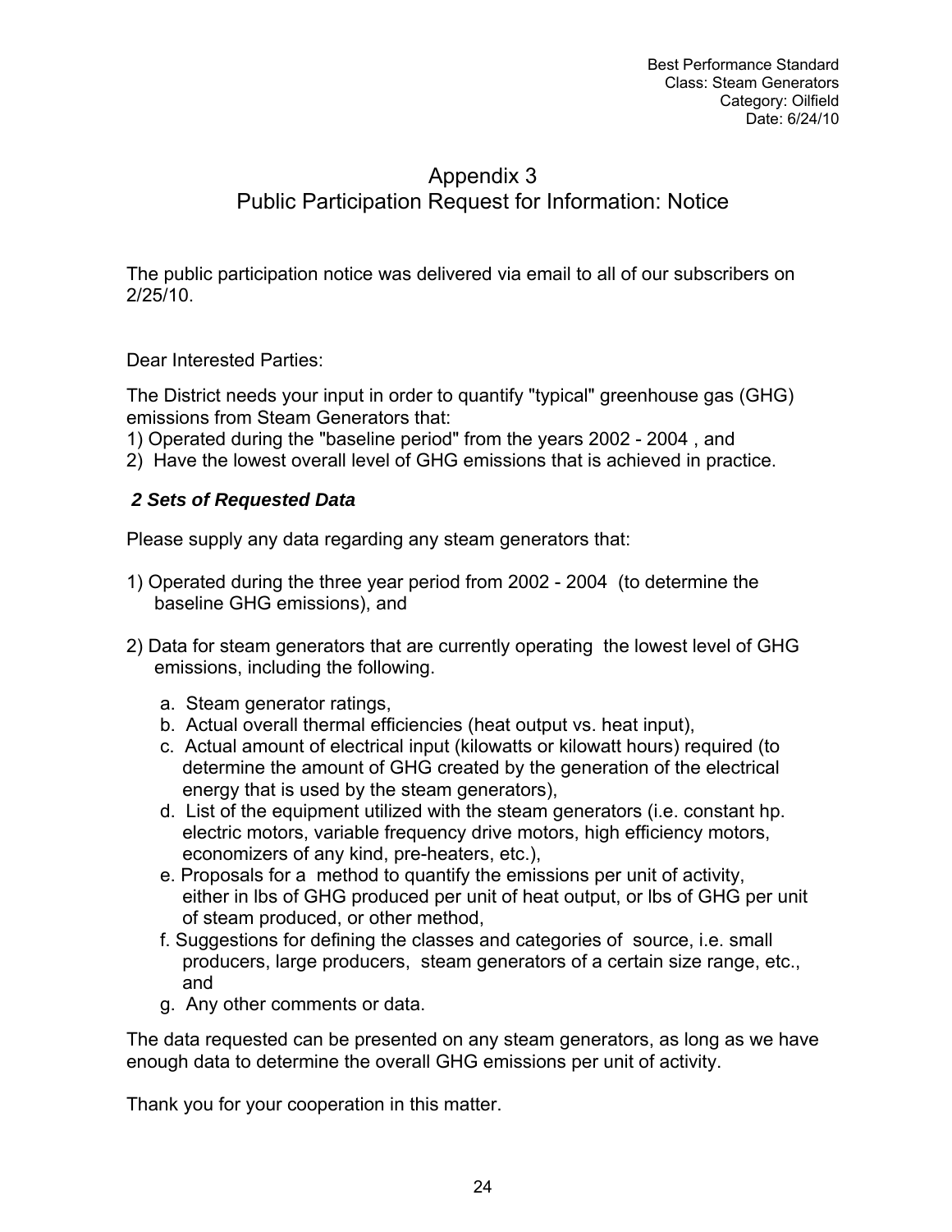# Appendix 3
## Public Participation Request for Information: Notice

The public participation notice was delivered via email to all of our subscribers on 2/25/10.

Dear Interested Parties:

The District needs your input in order to quantify "typical" greenhouse gas (GHG) emissions from Steam Generators that:
1) Operated during the "baseline period" from the years 2002 - 2004 , and
2) Have the lowest overall level of GHG emissions that is achieved in practice.

***2 Sets of Requested Data***

Please supply any data regarding any steam generators that:

1) Operated during the three year period from 2002 - 2004 (to determine the baseline GHG emissions), and

2) Data for steam generators that are currently operating the lowest level of GHG emissions, including the following.

   a. Steam generator ratings,
   b. Actual overall thermal efficiencies (heat output vs. heat input),
   c. Actual amount of electrical input (kilowatts or kilowatt hours) required (to determine the amount of GHG created by the generation of the electrical energy that is used by the steam generators),
   d. List of the equipment utilized with the steam generators (i.e. constant hp. electric motors, variable frequency drive motors, high efficiency motors, economizers of any kind, pre-heaters, etc.),
   e. Proposals for a method to quantify the emissions per unit of activity, either in lbs of GHG produced per unit of heat output, or lbs of GHG per unit of steam produced, or other method,
   f. Suggestions for defining the classes and categories of source, i.e. small producers, large producers, steam generators of a certain size range, etc., and
   g. Any other comments or data.

The data requested can be presented on any steam generators, as long as we have enough data to determine the overall GHG emissions per unit of activity.

Thank you for your cooperation in this matter.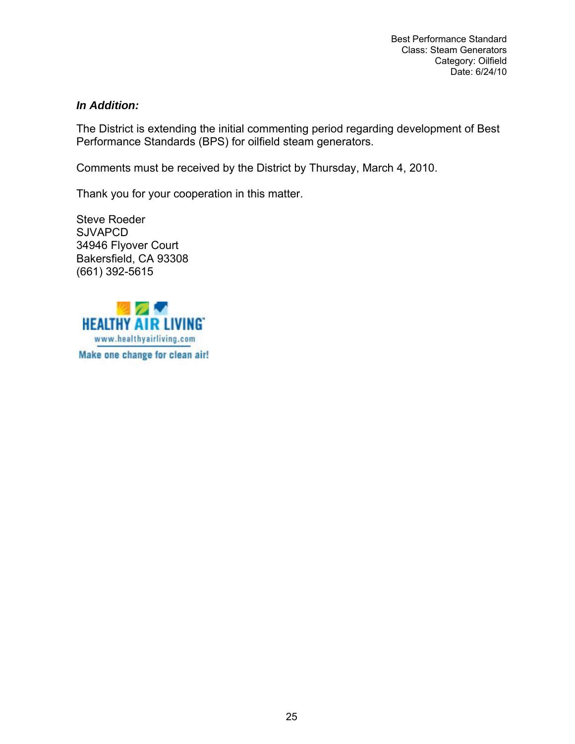***In Addition:***

The District is extending the initial commenting period regarding development of Best Performance Standards (BPS) for oilfield steam generators.

Comments must be received by the District by Thursday, March 4, 2010.

Thank you for your cooperation in this matter.

Steve Roeder
SJVAPCD
34946 Flyover Court
Bakersfield, CA 93308
(661) 392-5615

HEALTHY AIR LIVING
www.healthyairliving.com
Make one change for clean air!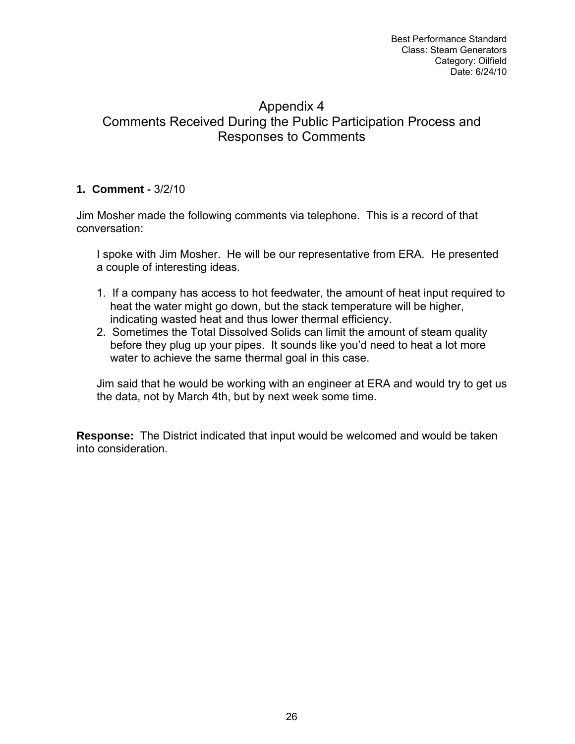# Appendix 4
# Comments Received During the Public Participation Process and Responses to Comments

**1. Comment -** 3/2/10

Jim Mosher made the following comments via telephone. This is a record of that conversation:

> I spoke with Jim Mosher. He will be our representative from ERA. He presented a couple of interesting ideas.
>
> 1. If a company has access to hot feedwater, the amount of heat input required to heat the water might go down, but the stack temperature will be higher, indicating wasted heat and thus lower thermal efficiency.
> 2. Sometimes the Total Dissolved Solids can limit the amount of steam quality before they plug up your pipes. It sounds like you'd need to heat a lot more water to achieve the same thermal goal in this case.
>
> Jim said that he would be working with an engineer at ERA and would try to get us the data, not by March 4th, but by next week some time.

**Response:** The District indicated that input would be welcomed and would be taken into consideration.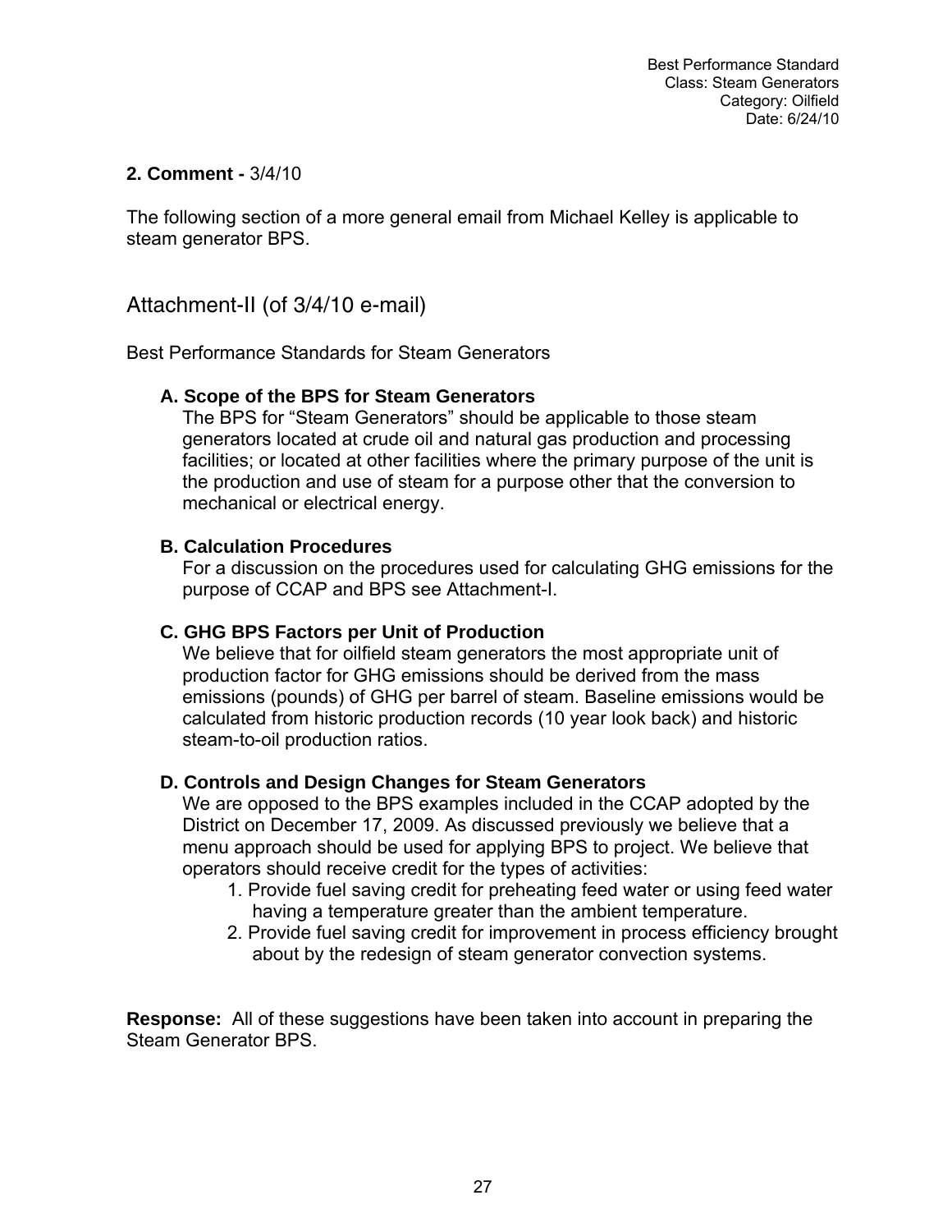**2. Comment -** 3/4/10

The following section of a more general email from Michael Kelley is applicable to steam generator BPS.

## Attachment-II (of 3/4/10 e-mail)

Best Performance Standards for Steam Generators

**A. Scope of the BPS for Steam Generators**

The BPS for "Steam Generators" should be applicable to those steam generators located at crude oil and natural gas production and processing facilities; or located at other facilities where the primary purpose of the unit is the production and use of steam for a purpose other that the conversion to mechanical or electrical energy.

**B. Calculation Procedures**

For a discussion on the procedures used for calculating GHG emissions for the purpose of CCAP and BPS see Attachment-I.

**C. GHG BPS Factors per Unit of Production**

We believe that for oilfield steam generators the most appropriate unit of production factor for GHG emissions should be derived from the mass emissions (pounds) of GHG per barrel of steam. Baseline emissions would be calculated from historic production records (10 year look back) and historic steam-to-oil production ratios.

**D. Controls and Design Changes for Steam Generators**

We are opposed to the BPS examples included in the CCAP adopted by the District on December 17, 2009. As discussed previously we believe that a menu approach should be used for applying BPS to project. We believe that operators should receive credit for the types of activities:

1. Provide fuel saving credit for preheating feed water or using feed water having a temperature greater than the ambient temperature.
2. Provide fuel saving credit for improvement in process efficiency brought about by the redesign of steam generator convection systems.

**Response:** All of these suggestions have been taken into account in preparing the Steam Generator BPS.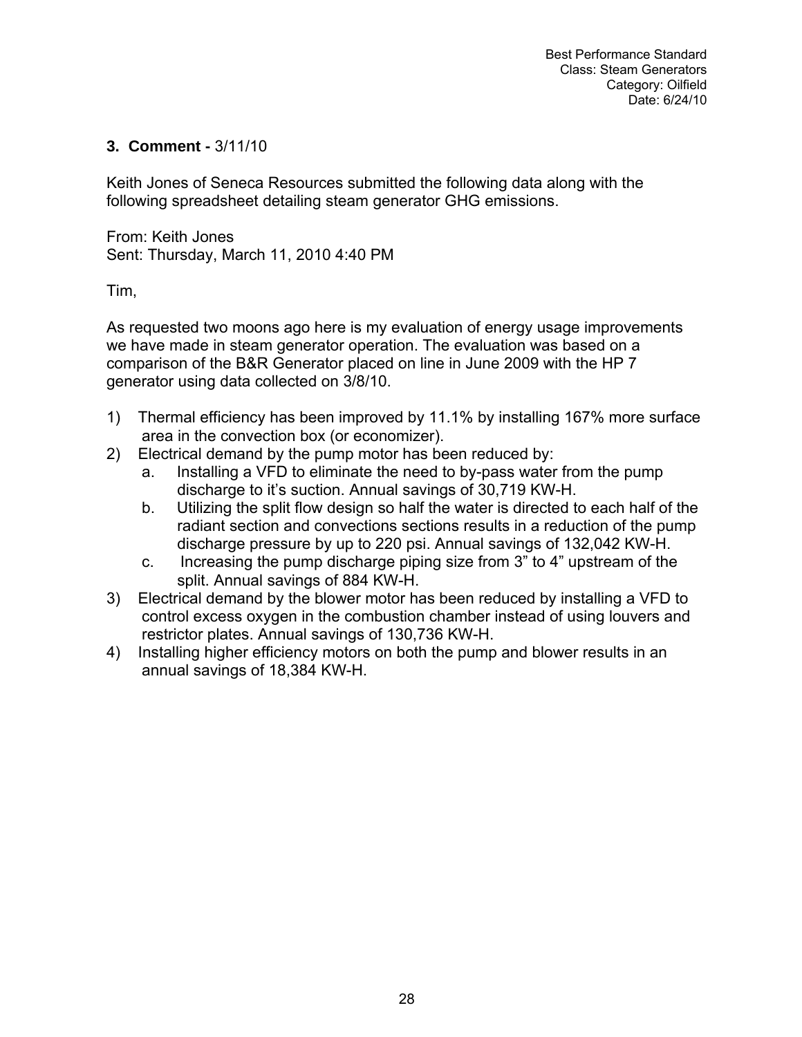**3. Comment -** 3/11/10

Keith Jones of Seneca Resources submitted the following data along with the following spreadsheet detailing steam generator GHG emissions.

From: Keith Jones
Sent: Thursday, March 11, 2010 4:40 PM

Tim,

As requested two moons ago here is my evaluation of energy usage improvements we have made in steam generator operation. The evaluation was based on a comparison of the B&R Generator placed on line in June 2009 with the HP 7 generator using data collected on 3/8/10.

1) Thermal efficiency has been improved by 11.1% by installing 167% more surface area in the convection box (or economizer).
2) Electrical demand by the pump motor has been reduced by:
   a. Installing a VFD to eliminate the need to by-pass water from the pump discharge to it's suction. Annual savings of 30,719 KW-H.
   b. Utilizing the split flow design so half the water is directed to each half of the radiant section and convections sections results in a reduction of the pump discharge pressure by up to 220 psi. Annual savings of 132,042 KW-H.
   c. Increasing the pump discharge piping size from 3" to 4" upstream of the split. Annual savings of 884 KW-H.
3) Electrical demand by the blower motor has been reduced by installing a VFD to control excess oxygen in the combustion chamber instead of using louvers and restrictor plates. Annual savings of 130,736 KW-H.
4) Installing higher efficiency motors on both the pump and blower results in an annual savings of 18,384 KW-H.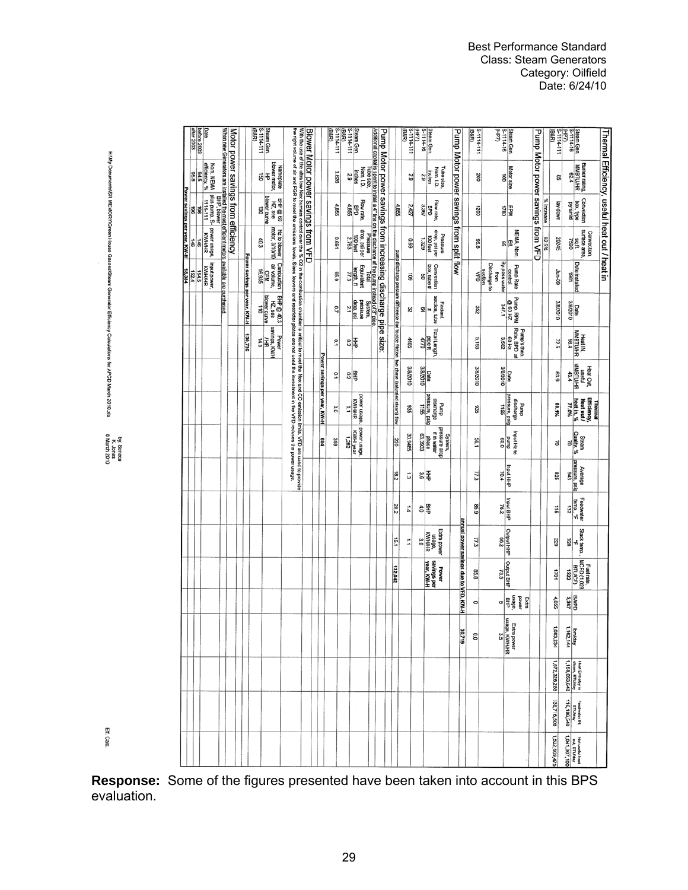Best Performance Standard
Class: Steam Generators
Category: Oilfield
Date: 6/24/10

## Thermal Efficiency, useful heat out / heat in

| | Burner rating MMBTU/HR | Convection box, type | Convection surface area, sq.ft | Date installed | Date | Heat IN MMBTU/HR | Heat Out, useful MMBTU/HR | Thermal Efficiency, Heat out / heat in, % | Steam Quality, % | Average pressure, psig | Feedwater temp., °F | Stack temp., °F | Fuel rate, MCFD (1,023 BTU/CF) | BWPD | Bwt/day | Heat Entering in steam, BTU/day | Feedwater IN, BTU/day | Net useful heat out, BTU/day |
|---|---|---|---|---|---|---|---|---|---|---|---|---|---|---|---|---|---|---|
| Steam Gen S-1114-6 (HP7) | 62.4 | pyramid | 7590 | 1981 | 3/8/2010 | 56.4 | 43.4 | 77.0% | 70 | 943 | 132 | 328 | 1322 | 3,387 | 1,162,144 | 1,158,053,646 | 116,186,546 | 1,041,867,100 |
| S-1114-11 (B&R) | 85 | lay down | 20245 | Jun-09 | 3/8/2010 | 72.5 | 63.9 | 88.1% | 70 | 825 | 115 | 229 | 1701 | 4,855 | 1,663,234 | 1,672,326,283 | 139,716,808 | 1,532,609,475 |
| | | % Increase | 62.5% | | | | | | | | | | | | | | | |

## Pump Motor power savings from VFD

| Steam Gen | Motor size | RPM | NEMA Nom. Eff | Pump Rate control | Pump RPM @ 60 HZ | Pump's max Rate, BPD at 60 Hz | Pump discharge pressure, psig | Input Hz to pump | Input HHP | Input BHP | Output HHP | Output BHP | Extra power usage, BHP | Extra power usage, KW/HR |
|---|---|---|---|---|---|---|---|---|---|---|---|---|---|---|
| S-1114-6 (HP7) | 100 | 1780 | 95 | By-pass water from Discharge to suction | 347.1 | 3,562 | 1155 | 60.0 | 70.4 | 76.2 | 66.2 | 73.5 | 5 | 3.5 |
| S-1114-11 (B&R) | 200 | 1200 | 95.8 | VFD | 352 | 5,153 | 935 | 56.1 | 77.3 | 85.9 | 77.3 | 85.8 | 0 | 0.0 |
| | | | | | | | | | | | annual power savings due to VFD, KW-H | | | 30,719 |

## Pump Motor power savings from split flow

| Steam Gen | Tube size, Nom. I.D. inches | Flow rate, BPD | Pressure drop, psi per 100 feet | Convection box, tube # | Radiant section, tube # | Total Length, pipe ft | Date | Pump discharge pressure, psig | System pressure drop if in water phase | HHP | BHP | Extra power usage, KW/HR | Power savings per year, KW-H |
|---|---|---|---|---|---|---|---|---|---|---|---|---|---|
| S-1114-6 (HP7) | 2.9 | 3,367 | 1.329 | 50 | 64 | 4770 | 3/8/2010 | 1155 | 63.3933 | 3.6 | 4.0 | 3.0 | |
| S-1114-11 (B&R) | 2.9 | 2,427 | 0.69 | 106 | 32 | 4485 | 3/8/2010 | 935 | 30.5465 | 1.3 | 1.4 | 1.1 | |
| | | 4,855 | pump discharge pressure difference due to pipe friction, two phase (saturated steam) flow | | | | | | 220 | 18.2 | 20.2 | 15.1 | 132,042 |

## Pump Motor power savings from increasing discharge pipe size:

Additional capital is spent to install a 4" line on the discharge of the pump instead of 3" pipe.

| Steam Gen. | Tube size, Nom. I.D. inches | Flow rate, BPD | Pressure drop, psi per 100 feet | Equivalent length, ft | Total System pressure drop, psi | HHP | BHP | power usage, KW/HR | power usage, KW/hr/ year |
|---|---|---|---|---|---|---|---|---|---|
| S-1114-11 (B&R) | 2.9 | 4,855 | 2.763 | 77.3 | 2.1 | 0.2 | 0.2 | 0.1 | 1,262 |
| S-1114-11 (B&R) | 3.826 | 4,855 | 0.691 | 95.9 | 0.7 | 0.1 | 0.1 | 0.0 | 399 |
| | | | | | | Power savings per year, KW-H | | | 864 |

## Blower Motor power savings from VFD

With the use of the ultra low Nox burners control over the % O2 in the combustion chamber is critical to meet the Nox and CO emission limits. VFD are used to provide the right volume of air and FGR to meet the emissions levels. Since louvers and restrictor plates are not used the investment in the VFD reduces the power usage.

| Steam Gen. | Nameplate blower motor, HP | BHP @ 60 HZ, see blower curve | Hz to blower motor, 3/10/10 | Combustion air volume, CFM | BHP @ 40.3 HZ, see blower curve | Power savings, KWH / HR |
|---|---|---|---|---|---|---|
| S-1114-11 (B&R) | 150 | 130 | 40.3 | 16,935 | 110 | 14.9 |
| | | | Power savings per year, KW-H | | | 130,736 |

## Motor power savings from efficiency

When new Generators are installed the most efficient motors available are purchased.

| Date | Nom. NEMA efficiency, % | BHP, blower plus pump, S-1114-11 | power usage, KWH/HR | input power, KWH/HR |
|---|---|---|---|---|
| before 2003 | 94.5 | 196 | 146 | 154.5 |
| after 2003 | 95.8 | 196 | 146 | 152.4 |
| | Power savings per year, KW-H | | | 18,344 |

H:\My Documents\SR MEMORY\Green House Gasses\Steam Generator Efficiency Calculations for APCD March 2010.xls

by Seneca
K. Jones
8 March 2010

Eff. Calc.

**Response:** Some of the figures presented have been taken into account in this BPS evaluation.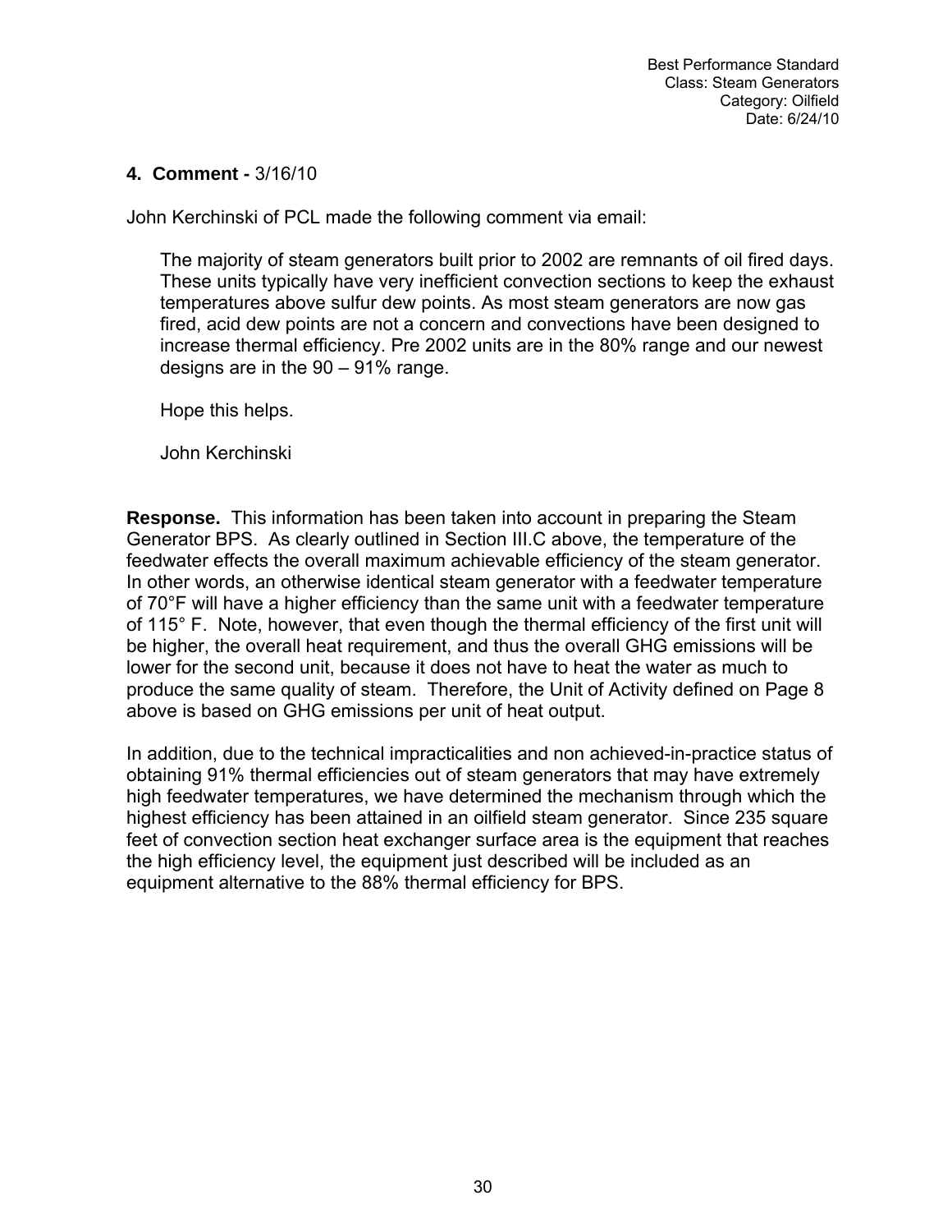**4. Comment -** 3/16/10

John Kerchinski of PCL made the following comment via email:

> The majority of steam generators built prior to 2002 are remnants of oil fired days. These units typically have very inefficient convection sections to keep the exhaust temperatures above sulfur dew points. As most steam generators are now gas fired, acid dew points are not a concern and convections have been designed to increase thermal efficiency. Pre 2002 units are in the 80% range and our newest designs are in the 90 – 91% range.
>
> Hope this helps.
>
> John Kerchinski

**Response.** This information has been taken into account in preparing the Steam Generator BPS. As clearly outlined in Section III.C above, the temperature of the feedwater effects the overall maximum achievable efficiency of the steam generator. In other words, an otherwise identical steam generator with a feedwater temperature of 70°F will have a higher efficiency than the same unit with a feedwater temperature of 115° F. Note, however, that even though the thermal efficiency of the first unit will be higher, the overall heat requirement, and thus the overall GHG emissions will be lower for the second unit, because it does not have to heat the water as much to produce the same quality of steam. Therefore, the Unit of Activity defined on Page 8 above is based on GHG emissions per unit of heat output.

In addition, due to the technical impracticalities and non achieved-in-practice status of obtaining 91% thermal efficiencies out of steam generators that may have extremely high feedwater temperatures, we have determined the mechanism through which the highest efficiency has been attained in an oilfield steam generator. Since 235 square feet of convection section heat exchanger surface area is the equipment that reaches the high efficiency level, the equipment just described will be included as an equipment alternative to the 88% thermal efficiency for BPS.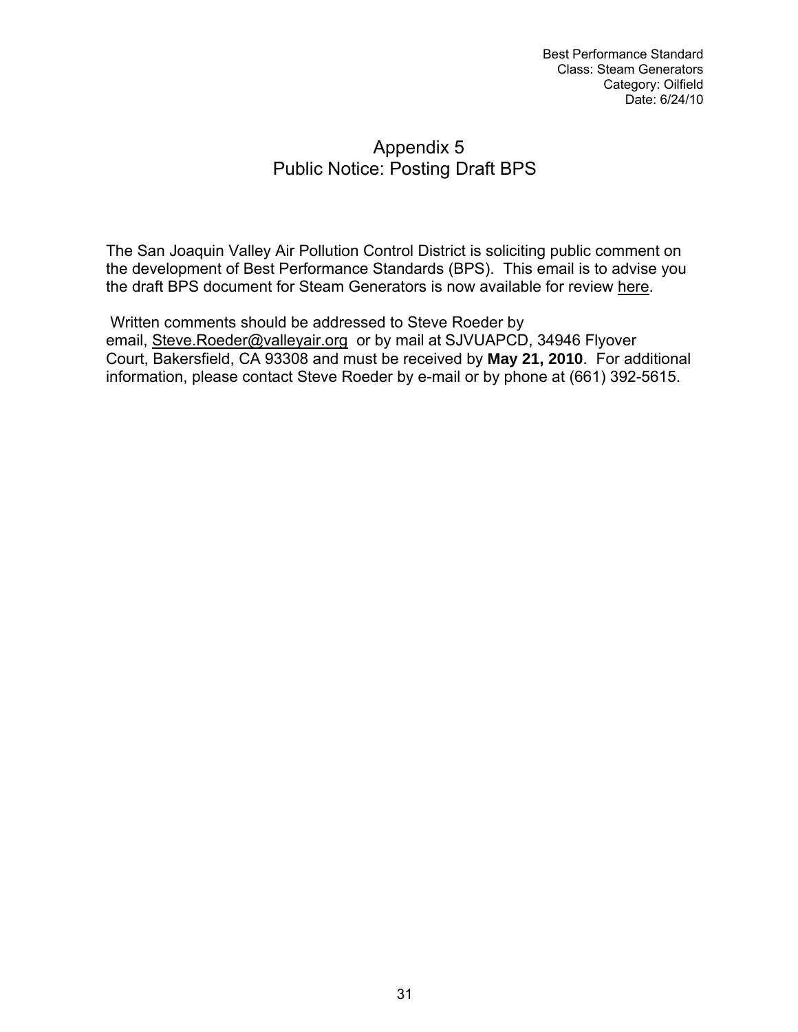# Appendix 5
## Public Notice: Posting Draft BPS

The San Joaquin Valley Air Pollution Control District is soliciting public comment on the development of Best Performance Standards (BPS). This email is to advise you the draft BPS document for Steam Generators is now available for review here.

Written comments should be addressed to Steve Roeder by email, Steve.Roeder@valleyair.org or by mail at SJVUAPCD, 34946 Flyover Court, Bakersfield, CA 93308 and must be received by **May 21, 2010**. For additional information, please contact Steve Roeder by e-mail or by phone at (661) 392-5615.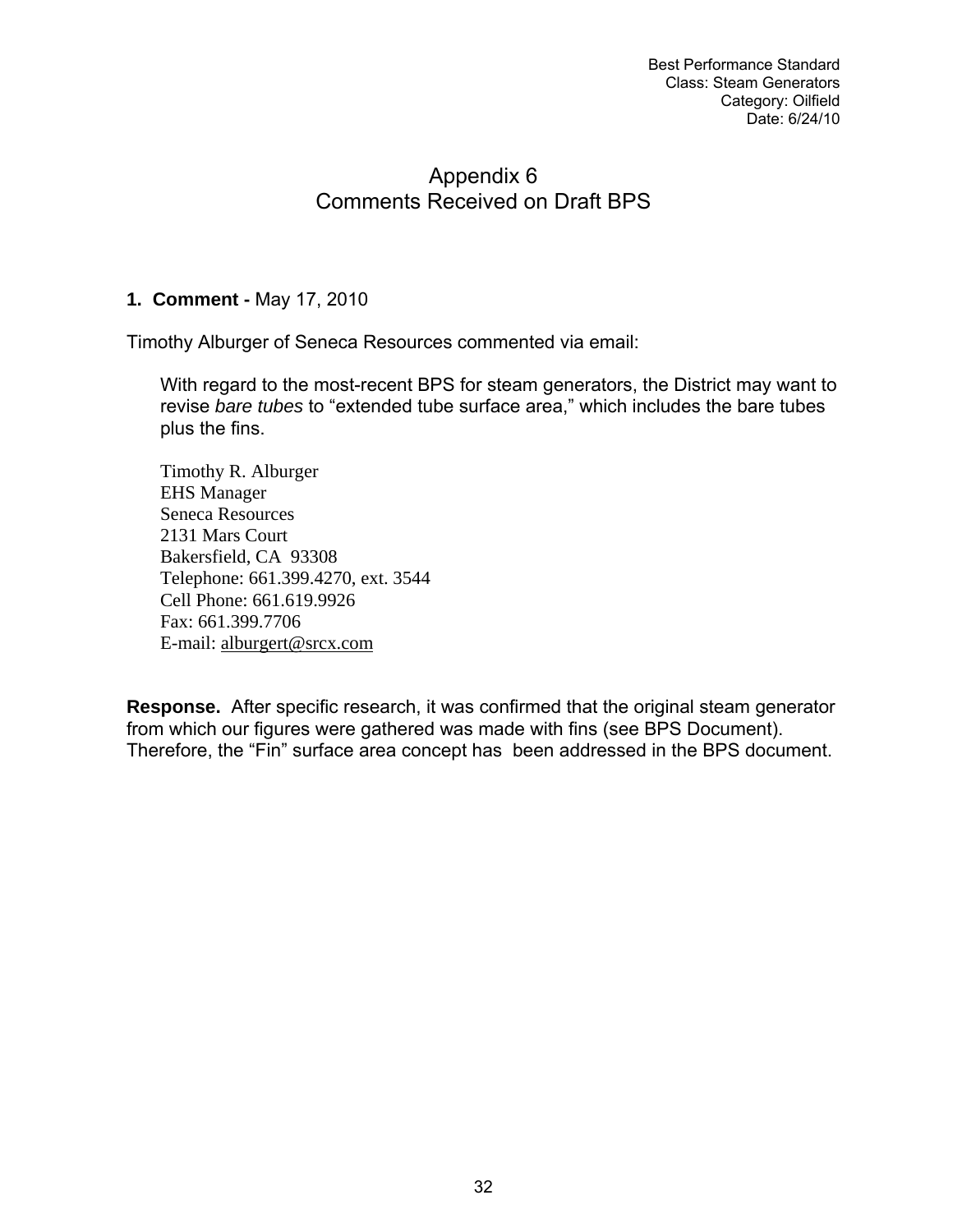# Appendix 6
# Comments Received on Draft BPS

**1. Comment -** May 17, 2010

Timothy Alburger of Seneca Resources commented via email:

> With regard to the most-recent BPS for steam generators, the District may want to revise *bare tubes* to "extended tube surface area," which includes the bare tubes plus the fins.
>
> Timothy R. Alburger
> EHS Manager
> Seneca Resources
> 2131 Mars Court
> Bakersfield, CA 93308
> Telephone: 661.399.4270, ext. 3544
> Cell Phone: 661.619.9926
> Fax: 661.399.7706
> E-mail: alburgert@srcx.com

**Response.** After specific research, it was confirmed that the original steam generator from which our figures were gathered was made with fins (see BPS Document). Therefore, the "Fin" surface area concept has been addressed in the BPS document.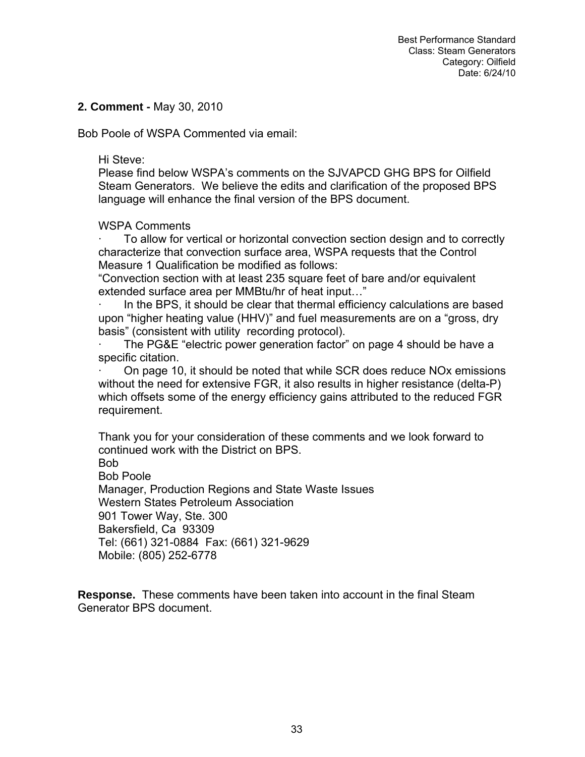**2. Comment -** May 30, 2010

Bob Poole of WSPA Commented via email:

> Hi Steve:
> Please find below WSPA's comments on the SJVAPCD GHG BPS for Oilfield Steam Generators. We believe the edits and clarification of the proposed BPS language will enhance the final version of the BPS document.
>
> WSPA Comments
>
> - To allow for vertical or horizontal convection section design and to correctly characterize that convection surface area, WSPA requests that the Control Measure 1 Qualification be modified as follows:
>   "Convection section with at least 235 square feet of bare and/or equivalent extended surface area per MMBtu/hr of heat input…"
> - In the BPS, it should be clear that thermal efficiency calculations are based upon "higher heating value (HHV)" and fuel measurements are on a "gross, dry basis" (consistent with utility recording protocol).
> - The PG&E "electric power generation factor" on page 4 should be have a specific citation.
> - On page 10, it should be noted that while SCR does reduce NOx emissions without the need for extensive FGR, it also results in higher resistance (delta-P) which offsets some of the energy efficiency gains attributed to the reduced FGR requirement.
>
> Thank you for your consideration of these comments and we look forward to continued work with the District on BPS.
> Bob
> Bob Poole
> Manager, Production Regions and State Waste Issues
> Western States Petroleum Association
> 901 Tower Way, Ste. 300
> Bakersfield, Ca 93309
> Tel: (661) 321-0884 Fax: (661) 321-9629
> Mobile: (805) 252-6778

**Response.** These comments have been taken into account in the final Steam Generator BPS document.